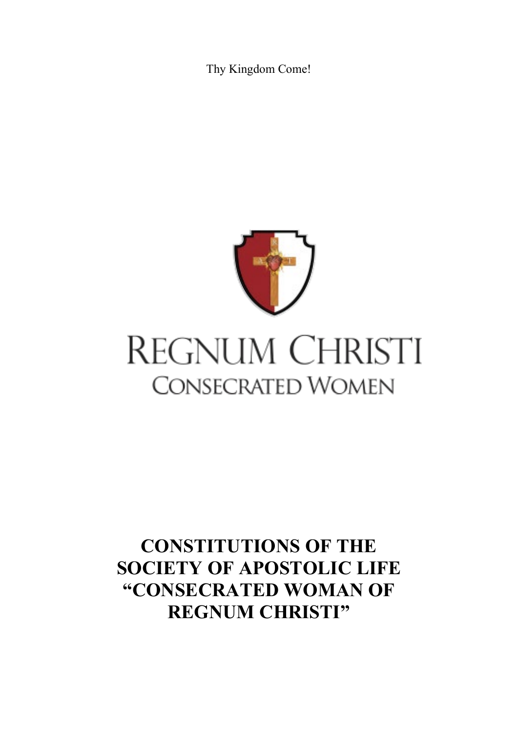Thy Kingdom Come!

REGNUM CHRISTI

CONSECRATED WOMEN

# CONSTITUTIONS OF THE SOCIETY OF APOSTOLIC LIFE “CONSECRATED WOMAN OF REGNUM CHRISTI”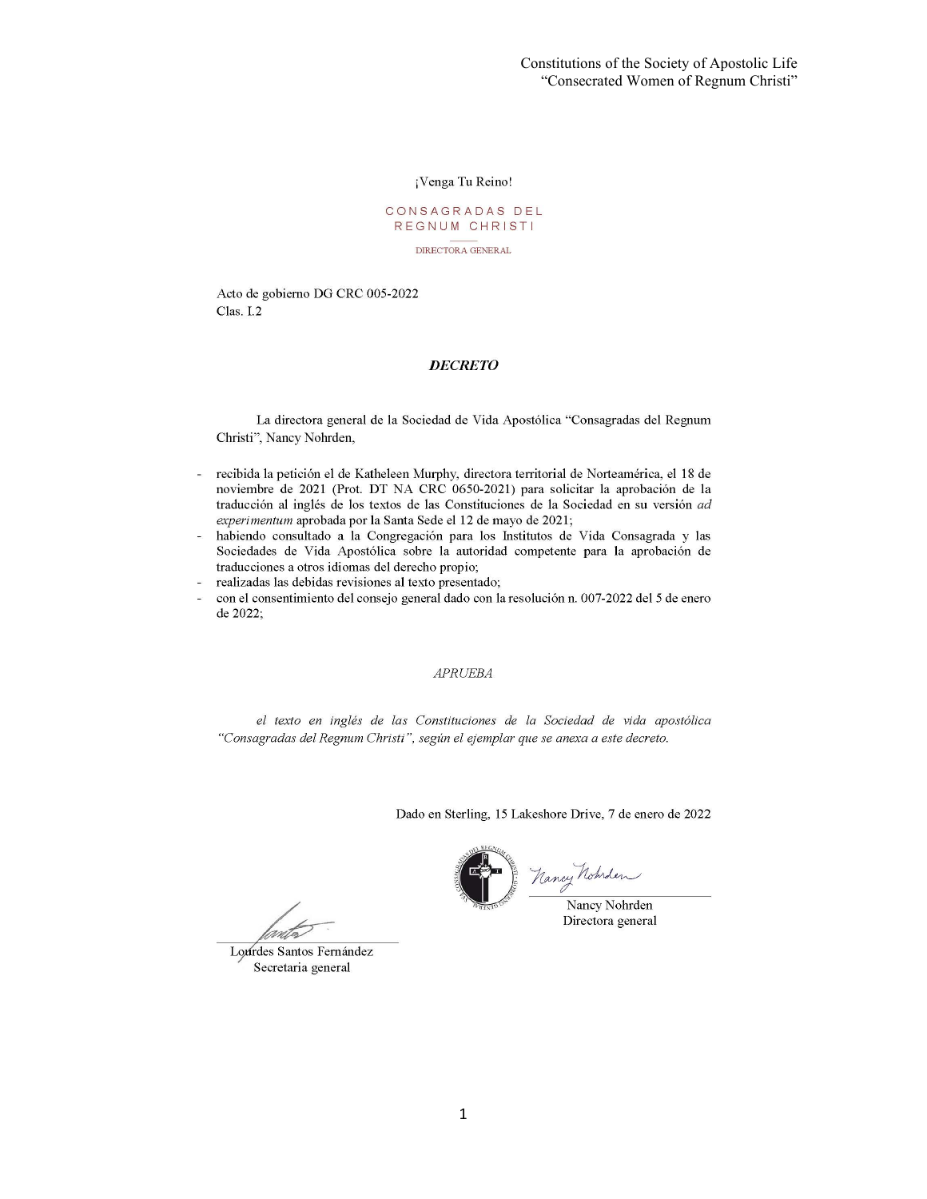¡Venga Tu Reino!

CONSAGRADAS DEL REGNUM CHRISTI

DIRECTORA GENERAL

Acto de gobierno DG CRC 005-2022
Clas. I.2

***DECRETO***

La directora general de la Sociedad de Vida Apostólica "Consagradas del Regnum Christi", Nancy Nohrden,

- recibida la petición el de Katheleen Murphy, directora territorial de Norteamérica, el 18 de noviembre de 2021 (Prot. DT NA CRC 0650-2021) para solicitar la aprobación de la traducción al inglés de los textos de las Constituciones de la Sociedad en su versión *ad experimentum* aprobada por la Santa Sede el 12 de mayo de 2021;
- habiendo consultado a la Congregación para los Institutos de Vida Consagrada y las Sociedades de Vida Apostólica sobre la autoridad competente para la aprobación de traducciones a otros idiomas del derecho propio;
- realizadas las debidas revisiones al texto presentado;
- con el consentimiento del consejo general dado con la resolución n. 007-2022 del 5 de enero de 2022;

*APRUEBA*

*el texto en inglés de las Constituciones de la Sociedad de vida apostólica "Consagradas del Regnum Christi", según el ejemplar que se anexa a este decreto.*

Dado en Sterling, 15 Lakeshore Drive, 7 de enero de 2022

Nancy Nohrden
Directora general

Lourdes Santos Fernández
Secretaria general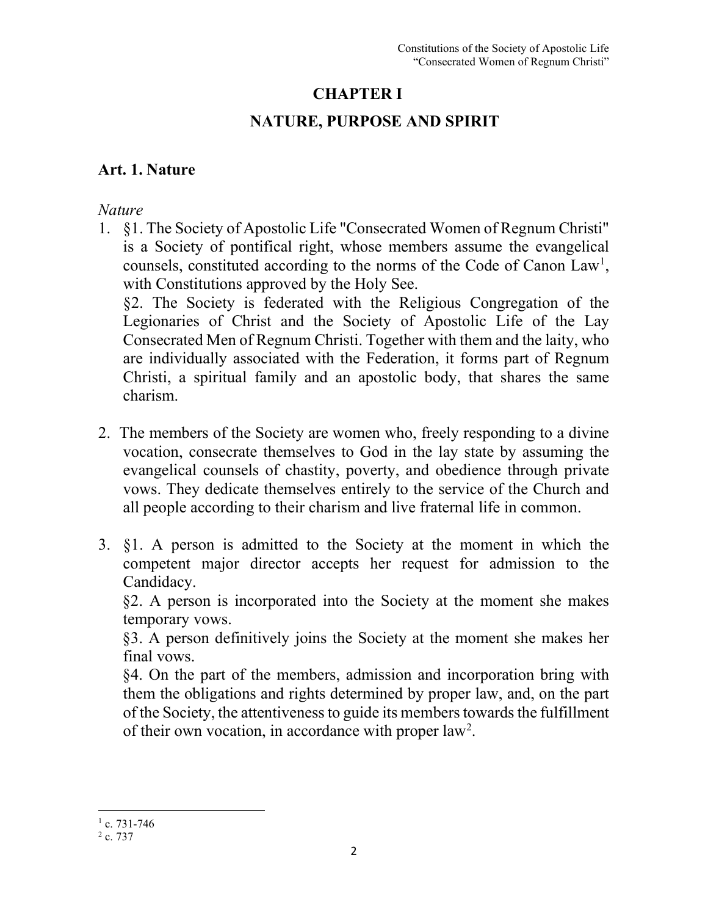# CHAPTER I

# NATURE, PURPOSE AND SPIRIT

## Art. 1. Nature

*Nature*

1. §1. The Society of Apostolic Life "Consecrated Women of Regnum Christi" is a Society of pontifical right, whose members assume the evangelical counsels, constituted according to the norms of the Code of Canon Law[1], with Constitutions approved by the Holy See.

   §2. The Society is federated with the Religious Congregation of the Legionaries of Christ and the Society of Apostolic Life of the Lay Consecrated Men of Regnum Christi. Together with them and the laity, who are individually associated with the Federation, it forms part of Regnum Christi, a spiritual family and an apostolic body, that shares the same charism.

2. The members of the Society are women who, freely responding to a divine vocation, consecrate themselves to God in the lay state by assuming the evangelical counsels of chastity, poverty, and obedience through private vows. They dedicate themselves entirely to the service of the Church and all people according to their charism and live fraternal life in common.

3. §1. A person is admitted to the Society at the moment in which the competent major director accepts her request for admission to the Candidacy.

   §2. A person is incorporated into the Society at the moment she makes temporary vows.

   §3. A person definitively joins the Society at the moment she makes her final vows.

   §4. On the part of the members, admission and incorporation bring with them the obligations and rights determined by proper law, and, on the part of the Society, the attentiveness to guide its members towards the fulfillment of their own vocation, in accordance with proper law[2].

---

[1] c. 731-746

[2] c. 737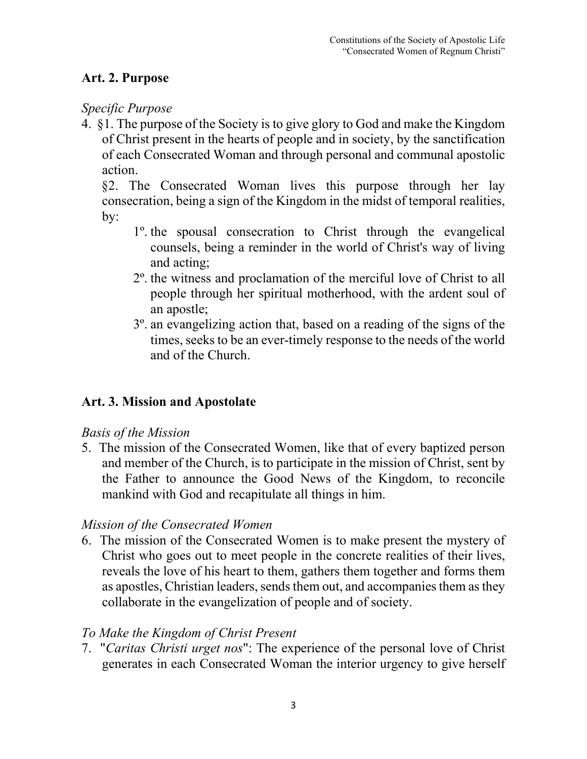## Art. 2. Purpose

*Specific Purpose*

4. §1. The purpose of the Society is to give glory to God and make the Kingdom of Christ present in the hearts of people and in society, by the sanctification of each Consecrated Woman and through personal and communal apostolic action.

   §2. The Consecrated Woman lives this purpose through her lay consecration, being a sign of the Kingdom in the midst of temporal realities, by:

   1º. the spousal consecration to Christ through the evangelical counsels, being a reminder in the world of Christ's way of living and acting;

   2º. the witness and proclamation of the merciful love of Christ to all people through her spiritual motherhood, with the ardent soul of an apostle;

   3º. an evangelizing action that, based on a reading of the signs of the times, seeks to be an ever-timely response to the needs of the world and of the Church.

## Art. 3. Mission and Apostolate

*Basis of the Mission*

5. The mission of the Consecrated Women, like that of every baptized person and member of the Church, is to participate in the mission of Christ, sent by the Father to announce the Good News of the Kingdom, to reconcile mankind with God and recapitulate all things in him.

*Mission of the Consecrated Women*

6. The mission of the Consecrated Women is to make present the mystery of Christ who goes out to meet people in the concrete realities of their lives, reveals the love of his heart to them, gathers them together and forms them as apostles, Christian leaders, sends them out, and accompanies them as they collaborate in the evangelization of people and of society.

*To Make the Kingdom of Christ Present*

7. "*Caritas Christi urget nos*": The experience of the personal love of Christ generates in each Consecrated Woman the interior urgency to give herself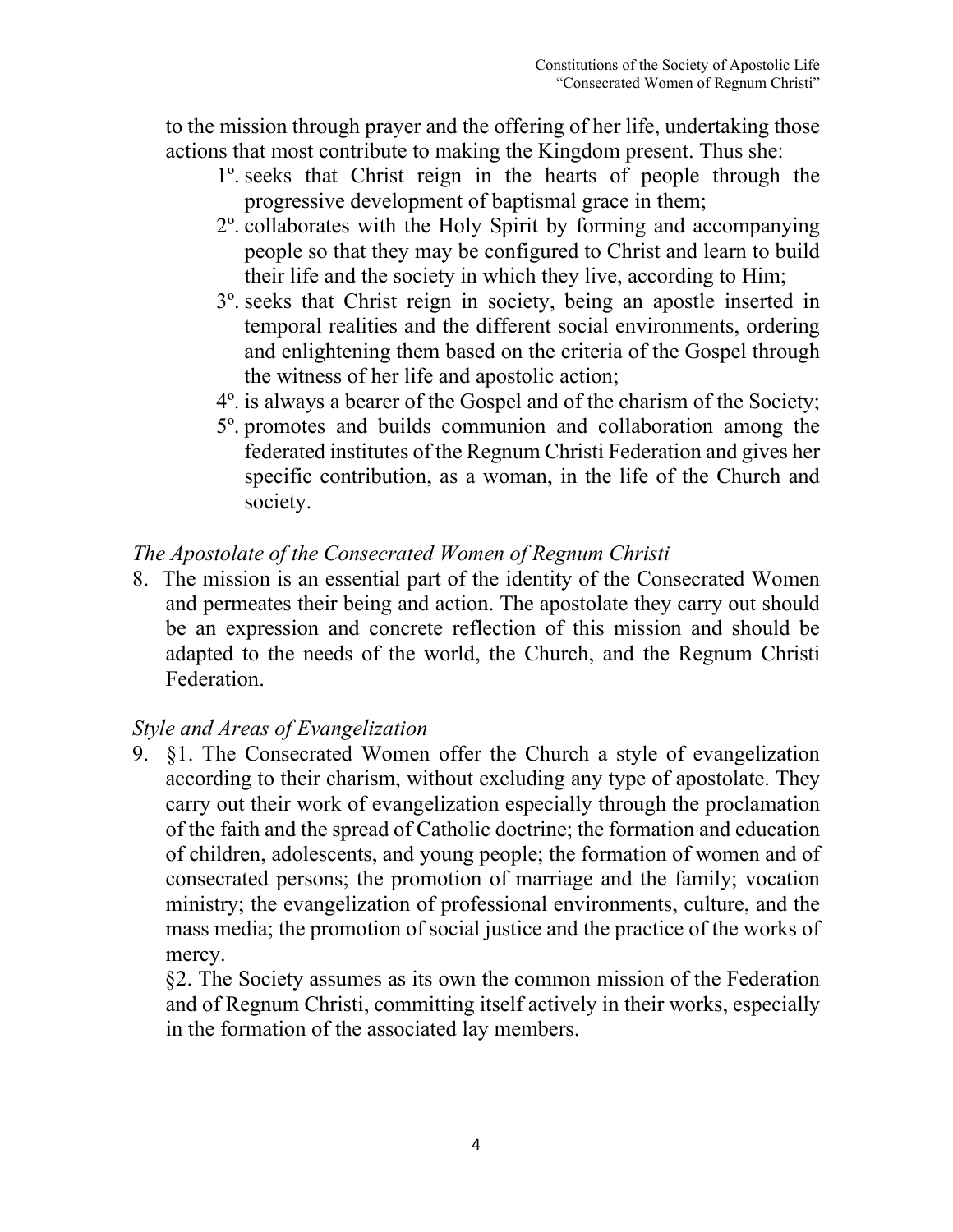to the mission through prayer and the offering of her life, undertaking those actions that most contribute to making the Kingdom present. Thus she:

1º. seeks that Christ reign in the hearts of people through the progressive development of baptismal grace in them;
2º. collaborates with the Holy Spirit by forming and accompanying people so that they may be configured to Christ and learn to build their life and the society in which they live, according to Him;
3º. seeks that Christ reign in society, being an apostle inserted in temporal realities and the different social environments, ordering and enlightening them based on the criteria of the Gospel through the witness of her life and apostolic action;
4º. is always a bearer of the Gospel and of the charism of the Society;
5º. promotes and builds communion and collaboration among the federated institutes of the Regnum Christi Federation and gives her specific contribution, as a woman, in the life of the Church and society.

*The Apostolate of the Consecrated Women of Regnum Christi*

8. The mission is an essential part of the identity of the Consecrated Women and permeates their being and action. The apostolate they carry out should be an expression and concrete reflection of this mission and should be adapted to the needs of the world, the Church, and the Regnum Christi Federation.

*Style and Areas of Evangelization*

9. §1. The Consecrated Women offer the Church a style of evangelization according to their charism, without excluding any type of apostolate. They carry out their work of evangelization especially through the proclamation of the faith and the spread of Catholic doctrine; the formation and education of children, adolescents, and young people; the formation of women and of consecrated persons; the promotion of marriage and the family; vocation ministry; the evangelization of professional environments, culture, and the mass media; the promotion of social justice and the practice of the works of mercy.

§2. The Society assumes as its own the common mission of the Federation and of Regnum Christi, committing itself actively in their works, especially in the formation of the associated lay members.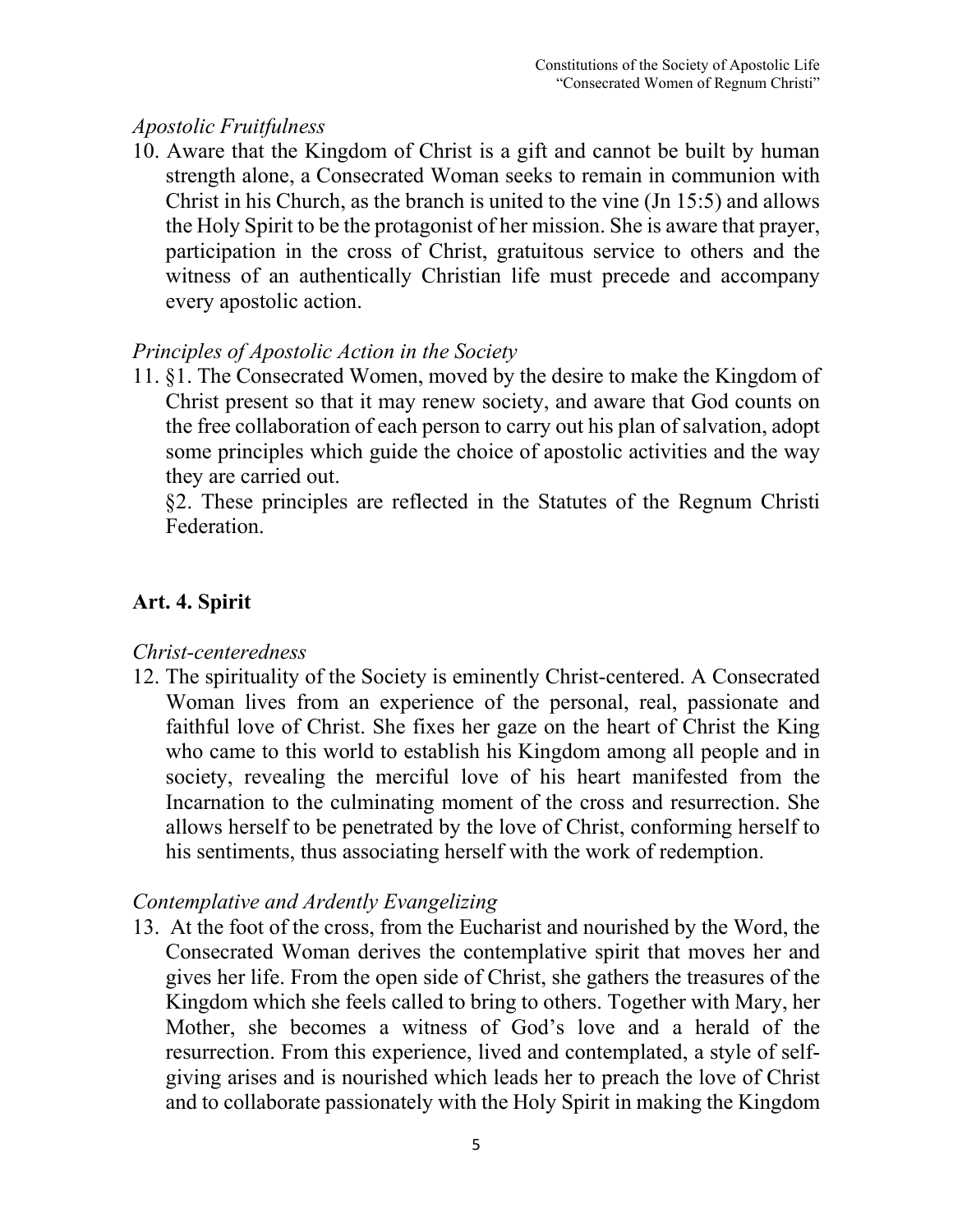*Apostolic Fruitfulness*

10. Aware that the Kingdom of Christ is a gift and cannot be built by human strength alone, a Consecrated Woman seeks to remain in communion with Christ in his Church, as the branch is united to the vine (Jn 15:5) and allows the Holy Spirit to be the protagonist of her mission. She is aware that prayer, participation in the cross of Christ, gratuitous service to others and the witness of an authentically Christian life must precede and accompany every apostolic action.

*Principles of Apostolic Action in the Society*

11. §1. The Consecrated Women, moved by the desire to make the Kingdom of Christ present so that it may renew society, and aware that God counts on the free collaboration of each person to carry out his plan of salvation, adopt some principles which guide the choice of apostolic activities and the way they are carried out.

    §2. These principles are reflected in the Statutes of the Regnum Christi Federation.

## Art. 4. Spirit

*Christ-centeredness*

12. The spirituality of the Society is eminently Christ-centered. A Consecrated Woman lives from an experience of the personal, real, passionate and faithful love of Christ. She fixes her gaze on the heart of Christ the King who came to this world to establish his Kingdom among all people and in society, revealing the merciful love of his heart manifested from the Incarnation to the culminating moment of the cross and resurrection. She allows herself to be penetrated by the love of Christ, conforming herself to his sentiments, thus associating herself with the work of redemption.

*Contemplative and Ardently Evangelizing*

13. At the foot of the cross, from the Eucharist and nourished by the Word, the Consecrated Woman derives the contemplative spirit that moves her and gives her life. From the open side of Christ, she gathers the treasures of the Kingdom which she feels called to bring to others. Together with Mary, her Mother, she becomes a witness of God's love and a herald of the resurrection. From this experience, lived and contemplated, a style of self-giving arises and is nourished which leads her to preach the love of Christ and to collaborate passionately with the Holy Spirit in making the Kingdom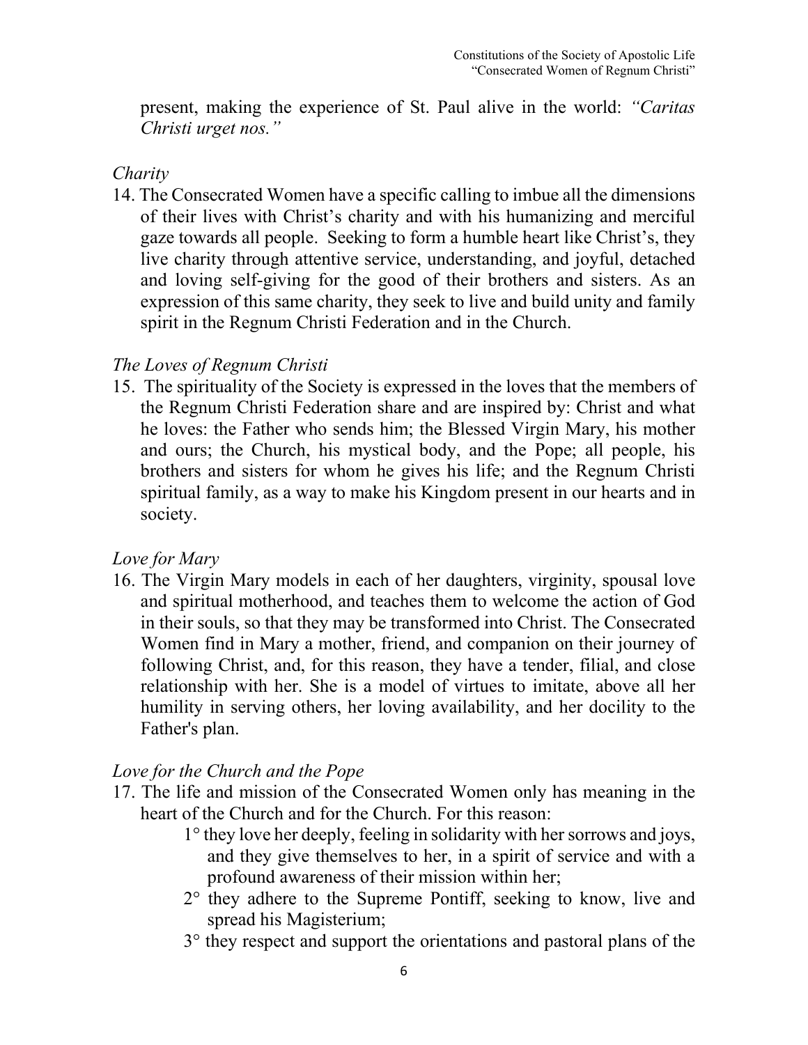present, making the experience of St. Paul alive in the world: *"Caritas Christi urget nos."*

*Charity*

14. The Consecrated Women have a specific calling to imbue all the dimensions of their lives with Christ's charity and with his humanizing and merciful gaze towards all people. Seeking to form a humble heart like Christ's, they live charity through attentive service, understanding, and joyful, detached and loving self-giving for the good of their brothers and sisters. As an expression of this same charity, they seek to live and build unity and family spirit in the Regnum Christi Federation and in the Church.

*The Loves of Regnum Christi*

15. The spirituality of the Society is expressed in the loves that the members of the Regnum Christi Federation share and are inspired by: Christ and what he loves: the Father who sends him; the Blessed Virgin Mary, his mother and ours; the Church, his mystical body, and the Pope; all people, his brothers and sisters for whom he gives his life; and the Regnum Christi spiritual family, as a way to make his Kingdom present in our hearts and in society.

*Love for Mary*

16. The Virgin Mary models in each of her daughters, virginity, spousal love and spiritual motherhood, and teaches them to welcome the action of God in their souls, so that they may be transformed into Christ. The Consecrated Women find in Mary a mother, friend, and companion on their journey of following Christ, and, for this reason, they have a tender, filial, and close relationship with her. She is a model of virtues to imitate, above all her humility in serving others, her loving availability, and her docility to the Father's plan.

*Love for the Church and the Pope*

17. The life and mission of the Consecrated Women only has meaning in the heart of the Church and for the Church. For this reason:
    1° they love her deeply, feeling in solidarity with her sorrows and joys, and they give themselves to her, in a spirit of service and with a profound awareness of their mission within her;
    2° they adhere to the Supreme Pontiff, seeking to know, live and spread his Magisterium;
    3° they respect and support the orientations and pastoral plans of the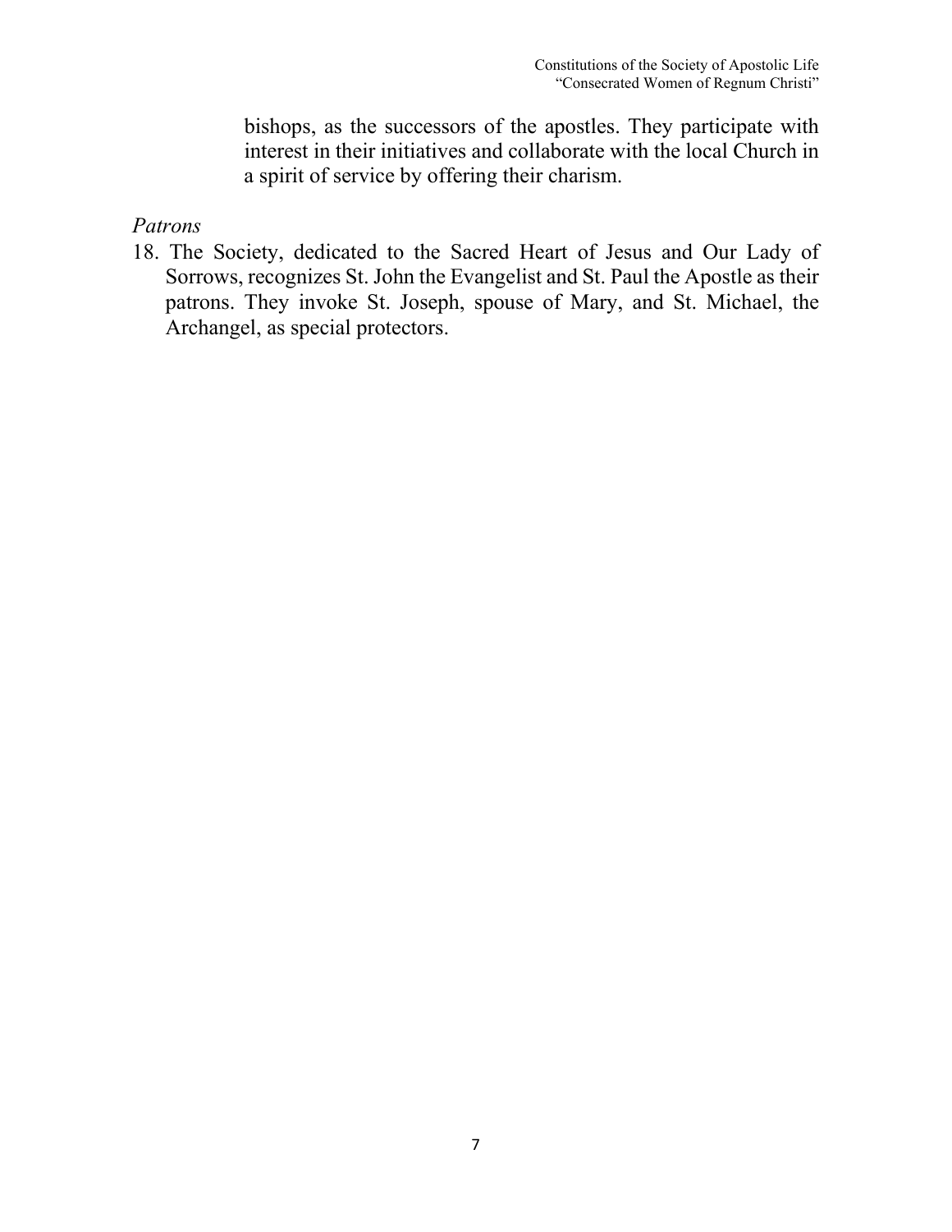bishops, as the successors of the apostles. They participate with interest in their initiatives and collaborate with the local Church in a spirit of service by offering their charism.

*Patrons*

18. The Society, dedicated to the Sacred Heart of Jesus and Our Lady of Sorrows, recognizes St. John the Evangelist and St. Paul the Apostle as their patrons. They invoke St. Joseph, spouse of Mary, and St. Michael, the Archangel, as special protectors.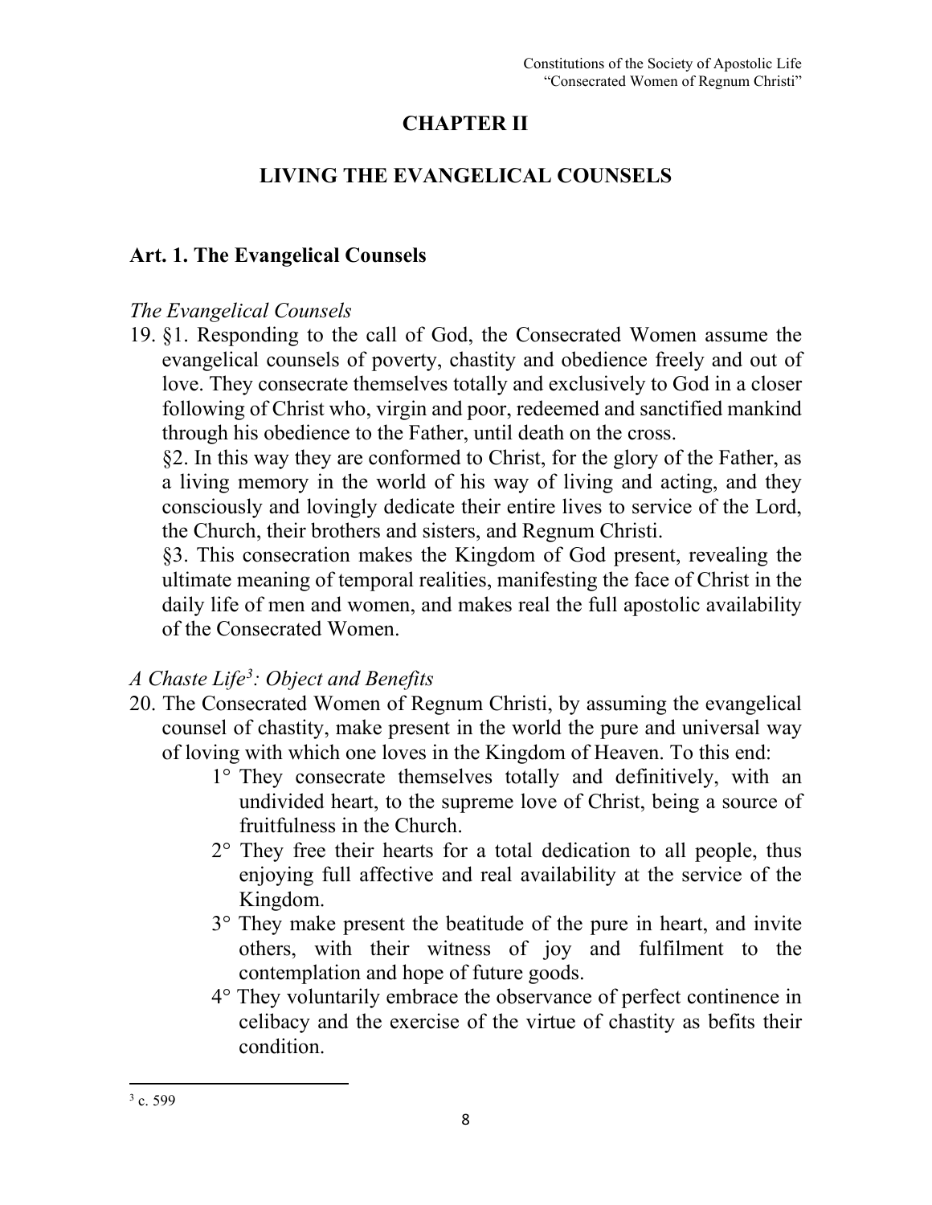# CHAPTER II

## LIVING THE EVANGELICAL COUNSELS

### Art. 1. The Evangelical Counsels

*The Evangelical Counsels*

19. §1. Responding to the call of God, the Consecrated Women assume the evangelical counsels of poverty, chastity and obedience freely and out of love. They consecrate themselves totally and exclusively to God in a closer following of Christ who, virgin and poor, redeemed and sanctified mankind through his obedience to the Father, until death on the cross.

    §2. In this way they are conformed to Christ, for the glory of the Father, as a living memory in the world of his way of living and acting, and they consciously and lovingly dedicate their entire lives to service of the Lord, the Church, their brothers and sisters, and Regnum Christi.

    §3. This consecration makes the Kingdom of God present, revealing the ultimate meaning of temporal realities, manifesting the face of Christ in the daily life of men and women, and makes real the full apostolic availability of the Consecrated Women.

*A Chaste Life[3]: Object and Benefits*

20. The Consecrated Women of Regnum Christi, by assuming the evangelical counsel of chastity, make present in the world the pure and universal way of loving with which one loves in the Kingdom of Heaven. To this end:

    1° They consecrate themselves totally and definitively, with an undivided heart, to the supreme love of Christ, being a source of fruitfulness in the Church.

    2° They free their hearts for a total dedication to all people, thus enjoying full affective and real availability at the service of the Kingdom.

    3° They make present the beatitude of the pure in heart, and invite others, with their witness of joy and fulfilment to the contemplation and hope of future goods.

    4° They voluntarily embrace the observance of perfect continence in celibacy and the exercise of the virtue of chastity as befits their condition.

---

[3] c. 599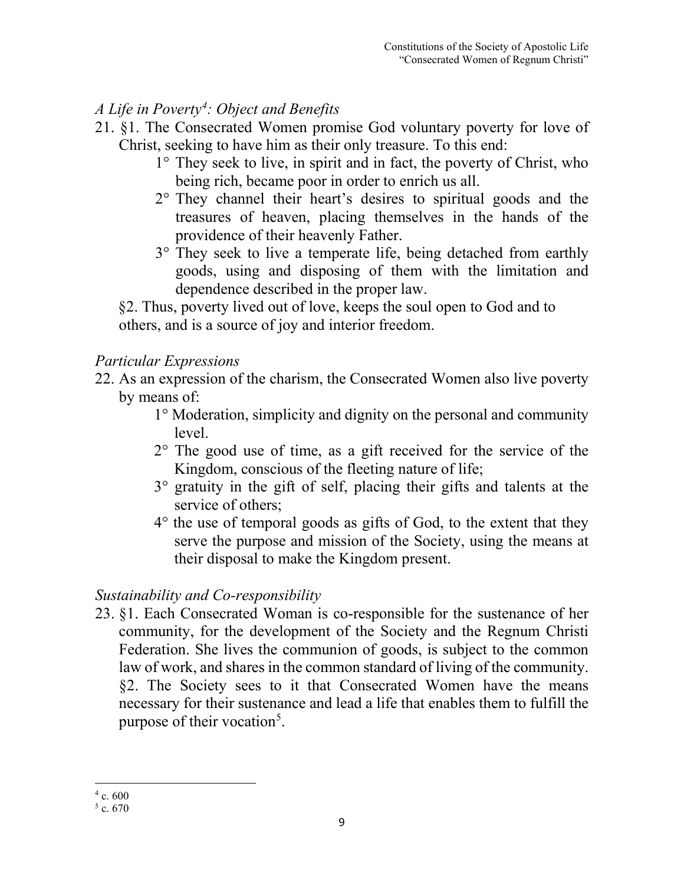*A Life in Poverty[4]: Object and Benefits*

21. §1. The Consecrated Women promise God voluntary poverty for love of Christ, seeking to have him as their only treasure. To this end:
    1° They seek to live, in spirit and in fact, the poverty of Christ, who being rich, became poor in order to enrich us all.
    2° They channel their heart's desires to spiritual goods and the treasures of heaven, placing themselves in the hands of the providence of their heavenly Father.
    3° They seek to live a temperate life, being detached from earthly goods, using and disposing of them with the limitation and dependence described in the proper law.

    §2. Thus, poverty lived out of love, keeps the soul open to God and to others, and is a source of joy and interior freedom.

*Particular Expressions*

22. As an expression of the charism, the Consecrated Women also live poverty by means of:
    1° Moderation, simplicity and dignity on the personal and community level.
    2° The good use of time, as a gift received for the service of the Kingdom, conscious of the fleeting nature of life;
    3° gratuity in the gift of self, placing their gifts and talents at the service of others;
    4° the use of temporal goods as gifts of God, to the extent that they serve the purpose and mission of the Society, using the means at their disposal to make the Kingdom present.

*Sustainability and Co-responsibility*

23. §1. Each Consecrated Woman is co-responsible for the sustenance of her community, for the development of the Society and the Regnum Christi Federation. She lives the communion of goods, is subject to the common law of work, and shares in the common standard of living of the community.
    §2. The Society sees to it that Consecrated Women have the means necessary for their sustenance and lead a life that enables them to fulfill the purpose of their vocation[5].

---

[4] c. 600
[5] c. 670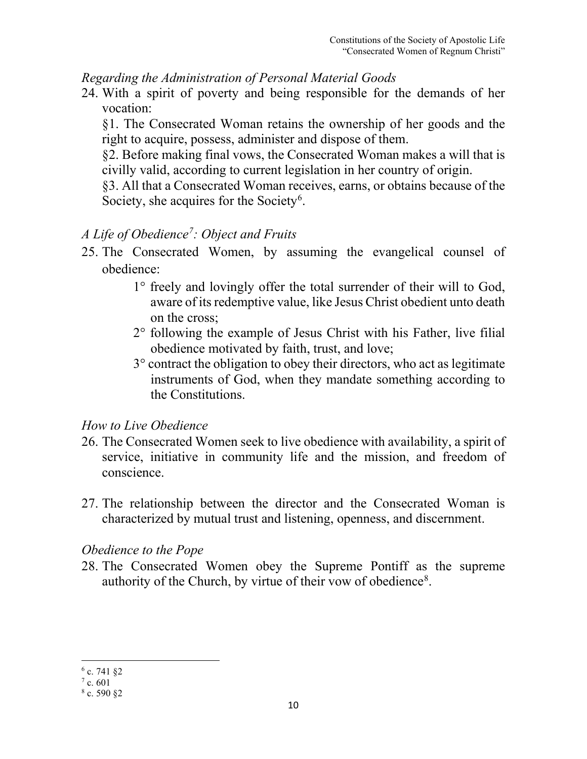*Regarding the Administration of Personal Material Goods*

24. With a spirit of poverty and being responsible for the demands of her vocation:

    §1. The Consecrated Woman retains the ownership of her goods and the right to acquire, possess, administer and dispose of them.

    §2. Before making final vows, the Consecrated Woman makes a will that is civilly valid, according to current legislation in her country of origin.

    §3. All that a Consecrated Woman receives, earns, or obtains because of the Society, she acquires for the Society[6].

*A Life of Obedience[7]: Object and Fruits*

25. The Consecrated Women, by assuming the evangelical counsel of obedience:

    1° freely and lovingly offer the total surrender of their will to God, aware of its redemptive value, like Jesus Christ obedient unto death on the cross;

    2° following the example of Jesus Christ with his Father, live filial obedience motivated by faith, trust, and love;

    3° contract the obligation to obey their directors, who act as legitimate instruments of God, when they mandate something according to the Constitutions.

*How to Live Obedience*

26. The Consecrated Women seek to live obedience with availability, a spirit of service, initiative in community life and the mission, and freedom of conscience.

27. The relationship between the director and the Consecrated Woman is characterized by mutual trust and listening, openness, and discernment.

*Obedience to the Pope*

28. The Consecrated Women obey the Supreme Pontiff as the supreme authority of the Church, by virtue of their vow of obedience[8].

---

[6] c. 741 §2

[7] c. 601

[8] c. 590 §2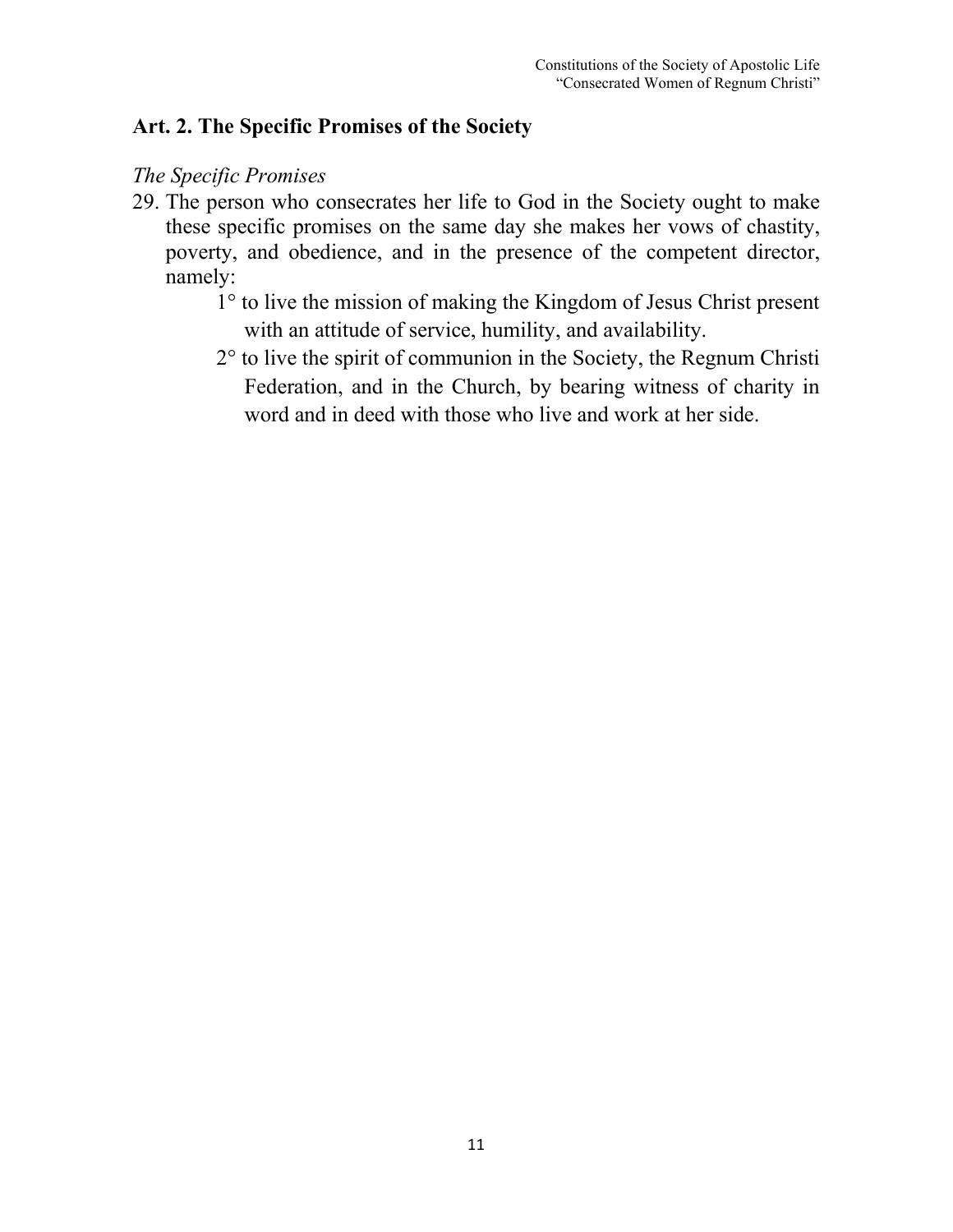## Art. 2. The Specific Promises of the Society

*The Specific Promises*

29. The person who consecrates her life to God in the Society ought to make these specific promises on the same day she makes her vows of chastity, poverty, and obedience, and in the presence of the competent director, namely:

    1° to live the mission of making the Kingdom of Jesus Christ present with an attitude of service, humility, and availability.

    2° to live the spirit of communion in the Society, the Regnum Christi Federation, and in the Church, by bearing witness of charity in word and in deed with those who live and work at her side.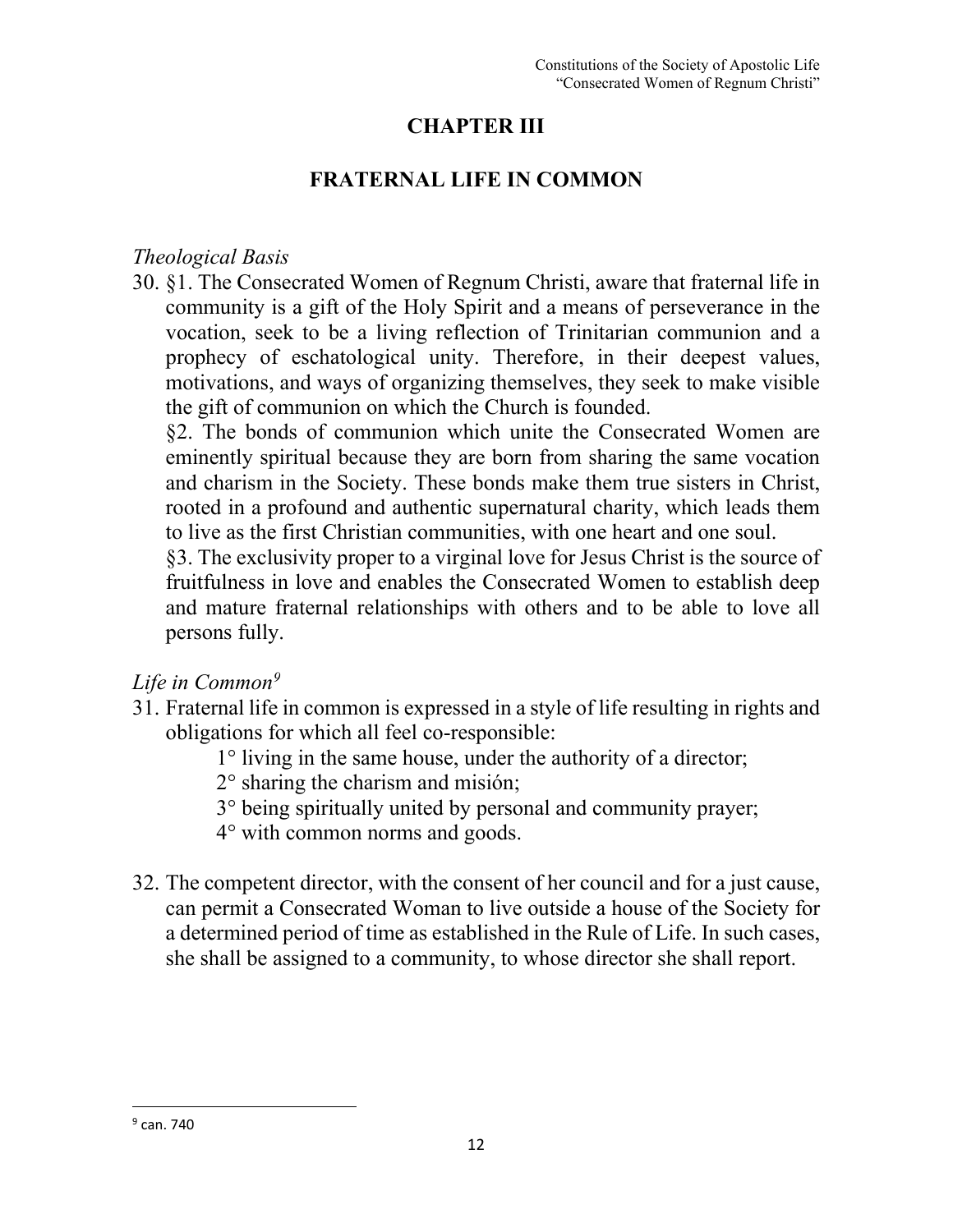# CHAPTER III

## FRATERNAL LIFE IN COMMON

*Theological Basis*

30. §1. The Consecrated Women of Regnum Christi, aware that fraternal life in community is a gift of the Holy Spirit and a means of perseverance in the vocation, seek to be a living reflection of Trinitarian communion and a prophecy of eschatological unity. Therefore, in their deepest values, motivations, and ways of organizing themselves, they seek to make visible the gift of communion on which the Church is founded.

    §2. The bonds of communion which unite the Consecrated Women are eminently spiritual because they are born from sharing the same vocation and charism in the Society. These bonds make them true sisters in Christ, rooted in a profound and authentic supernatural charity, which leads them to live as the first Christian communities, with one heart and one soul.

    §3. The exclusivity proper to a virginal love for Jesus Christ is the source of fruitfulness in love and enables the Consecrated Women to establish deep and mature fraternal relationships with others and to be able to love all persons fully.

*Life in Common*[9]

31. Fraternal life in common is expressed in a style of life resulting in rights and obligations for which all feel co-responsible:

    1° living in the same house, under the authority of a director;

    2° sharing the charism and misión;

    3° being spiritually united by personal and community prayer;

    4° with common norms and goods.

32. The competent director, with the consent of her council and for a just cause, can permit a Consecrated Woman to live outside a house of the Society for a determined period of time as established in the Rule of Life. In such cases, she shall be assigned to a community, to whose director she shall report.

---

[9] can. 740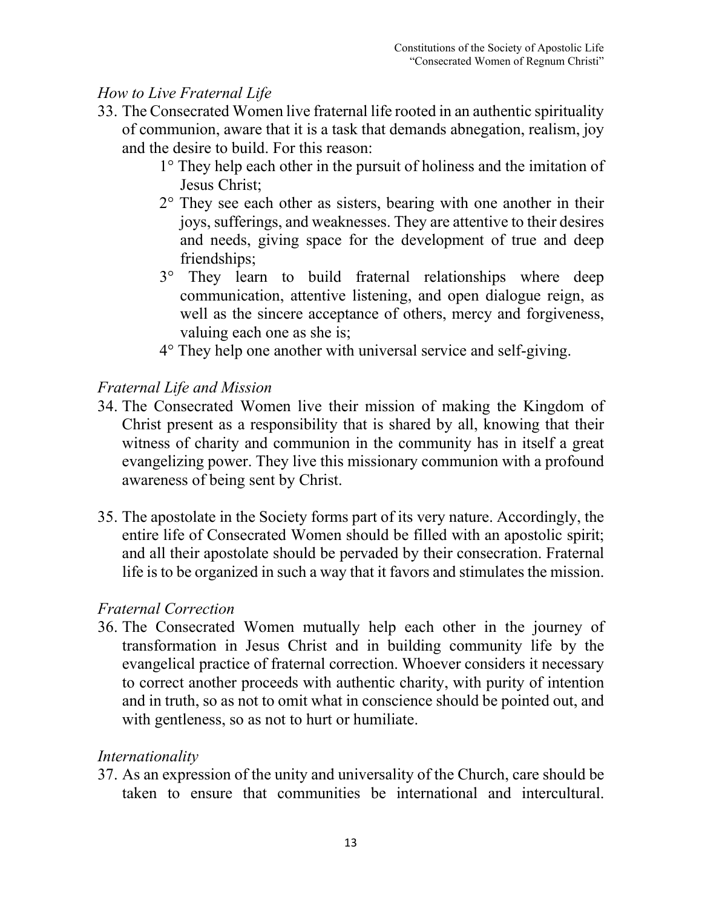*How to Live Fraternal Life*

33. The Consecrated Women live fraternal life rooted in an authentic spirituality of communion, aware that it is a task that demands abnegation, realism, joy and the desire to build. For this reason:
    1° They help each other in the pursuit of holiness and the imitation of Jesus Christ;
    2° They see each other as sisters, bearing with one another in their joys, sufferings, and weaknesses. They are attentive to their desires and needs, giving space for the development of true and deep friendships;
    3° They learn to build fraternal relationships where deep communication, attentive listening, and open dialogue reign, as well as the sincere acceptance of others, mercy and forgiveness, valuing each one as she is;
    4° They help one another with universal service and self-giving.

*Fraternal Life and Mission*

34. The Consecrated Women live their mission of making the Kingdom of Christ present as a responsibility that is shared by all, knowing that their witness of charity and communion in the community has in itself a great evangelizing power. They live this missionary communion with a profound awareness of being sent by Christ.

35. The apostolate in the Society forms part of its very nature. Accordingly, the entire life of Consecrated Women should be filled with an apostolic spirit; and all their apostolate should be pervaded by their consecration. Fraternal life is to be organized in such a way that it favors and stimulates the mission.

*Fraternal Correction*

36. The Consecrated Women mutually help each other in the journey of transformation in Jesus Christ and in building community life by the evangelical practice of fraternal correction. Whoever considers it necessary to correct another proceeds with authentic charity, with purity of intention and in truth, so as not to omit what in conscience should be pointed out, and with gentleness, so as not to hurt or humiliate.

*Internationality*

37. As an expression of the unity and universality of the Church, care should be taken to ensure that communities be international and intercultural.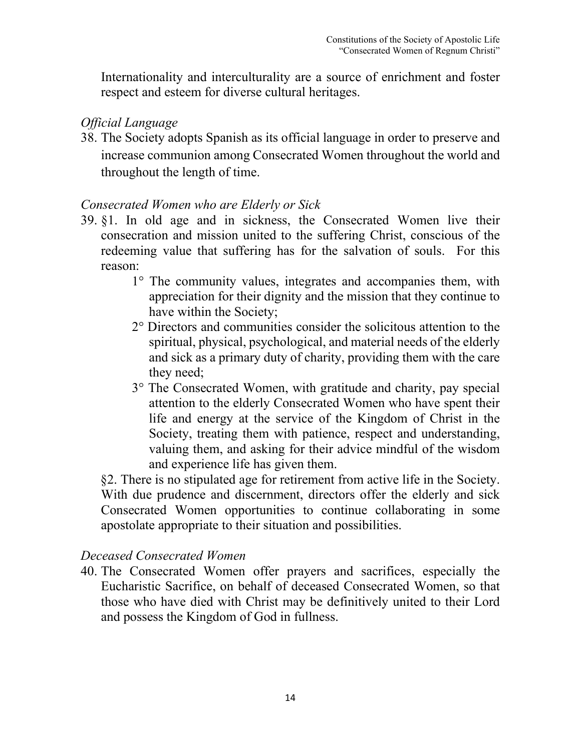Internationality and interculturality are a source of enrichment and foster respect and esteem for diverse cultural heritages.

*Official Language*

38. The Society adopts Spanish as its official language in order to preserve and increase communion among Consecrated Women throughout the world and throughout the length of time.

*Consecrated Women who are Elderly or Sick*

39. §1. In old age and in sickness, the Consecrated Women live their consecration and mission united to the suffering Christ, conscious of the redeeming value that suffering has for the salvation of souls. For this reason:

    1° The community values, integrates and accompanies them, with appreciation for their dignity and the mission that they continue to have within the Society;

    2° Directors and communities consider the solicitous attention to the spiritual, physical, psychological, and material needs of the elderly and sick as a primary duty of charity, providing them with the care they need;

    3° The Consecrated Women, with gratitude and charity, pay special attention to the elderly Consecrated Women who have spent their life and energy at the service of the Kingdom of Christ in the Society, treating them with patience, respect and understanding, valuing them, and asking for their advice mindful of the wisdom and experience life has given them.

    §2. There is no stipulated age for retirement from active life in the Society. With due prudence and discernment, directors offer the elderly and sick Consecrated Women opportunities to continue collaborating in some apostolate appropriate to their situation and possibilities.

*Deceased Consecrated Women*

40. The Consecrated Women offer prayers and sacrifices, especially the Eucharistic Sacrifice, on behalf of deceased Consecrated Women, so that those who have died with Christ may be definitively united to their Lord and possess the Kingdom of God in fullness.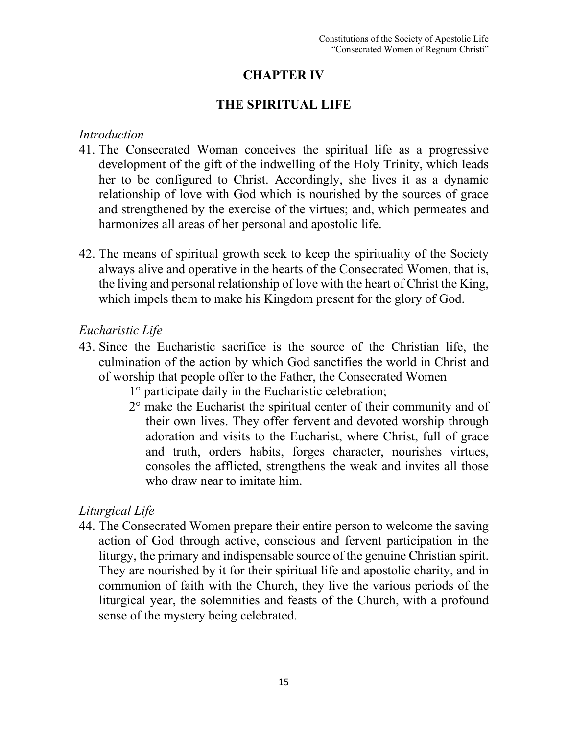# CHAPTER IV

## THE SPIRITUAL LIFE

*Introduction*

41. The Consecrated Woman conceives the spiritual life as a progressive development of the gift of the indwelling of the Holy Trinity, which leads her to be configured to Christ. Accordingly, she lives it as a dynamic relationship of love with God which is nourished by the sources of grace and strengthened by the exercise of the virtues; and, which permeates and harmonizes all areas of her personal and apostolic life.

42. The means of spiritual growth seek to keep the spirituality of the Society always alive and operative in the hearts of the Consecrated Women, that is, the living and personal relationship of love with the heart of Christ the King, which impels them to make his Kingdom present for the glory of God.

*Eucharistic Life*

43. Since the Eucharistic sacrifice is the source of the Christian life, the culmination of the action by which God sanctifies the world in Christ and of worship that people offer to the Father, the Consecrated Women
    - 1° participate daily in the Eucharistic celebration;
    - 2° make the Eucharist the spiritual center of their community and of their own lives. They offer fervent and devoted worship through adoration and visits to the Eucharist, where Christ, full of grace and truth, orders habits, forges character, nourishes virtues, consoles the afflicted, strengthens the weak and invites all those who draw near to imitate him.

*Liturgical Life*

44. The Consecrated Women prepare their entire person to welcome the saving action of God through active, conscious and fervent participation in the liturgy, the primary and indispensable source of the genuine Christian spirit. They are nourished by it for their spiritual life and apostolic charity, and in communion of faith with the Church, they live the various periods of the liturgical year, the solemnities and feasts of the Church, with a profound sense of the mystery being celebrated.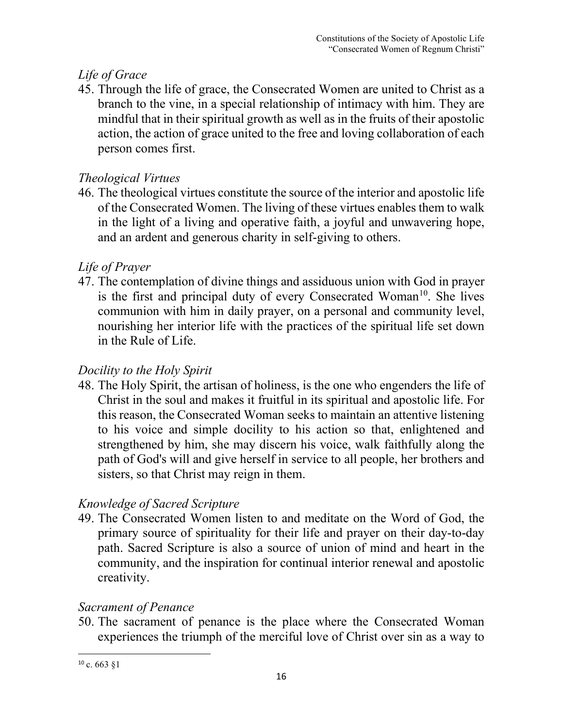*Life of Grace*

45. Through the life of grace, the Consecrated Women are united to Christ as a branch to the vine, in a special relationship of intimacy with him. They are mindful that in their spiritual growth as well as in the fruits of their apostolic action, the action of grace united to the free and loving collaboration of each person comes first.

*Theological Virtues*

46. The theological virtues constitute the source of the interior and apostolic life of the Consecrated Women. The living of these virtues enables them to walk in the light of a living and operative faith, a joyful and unwavering hope, and an ardent and generous charity in self-giving to others.

*Life of Prayer*

47. The contemplation of divine things and assiduous union with God in prayer is the first and principal duty of every Consecrated Woman[10]. She lives communion with him in daily prayer, on a personal and community level, nourishing her interior life with the practices of the spiritual life set down in the Rule of Life.

*Docility to the Holy Spirit*

48. The Holy Spirit, the artisan of holiness, is the one who engenders the life of Christ in the soul and makes it fruitful in its spiritual and apostolic life. For this reason, the Consecrated Woman seeks to maintain an attentive listening to his voice and simple docility to his action so that, enlightened and strengthened by him, she may discern his voice, walk faithfully along the path of God's will and give herself in service to all people, her brothers and sisters, so that Christ may reign in them.

*Knowledge of Sacred Scripture*

49. The Consecrated Women listen to and meditate on the Word of God, the primary source of spirituality for their life and prayer on their day-to-day path. Sacred Scripture is also a source of union of mind and heart in the community, and the inspiration for continual interior renewal and apostolic creativity.

*Sacrament of Penance*

50. The sacrament of penance is the place where the Consecrated Woman experiences the triumph of the merciful love of Christ over sin as a way to

---

[10] c. 663 §1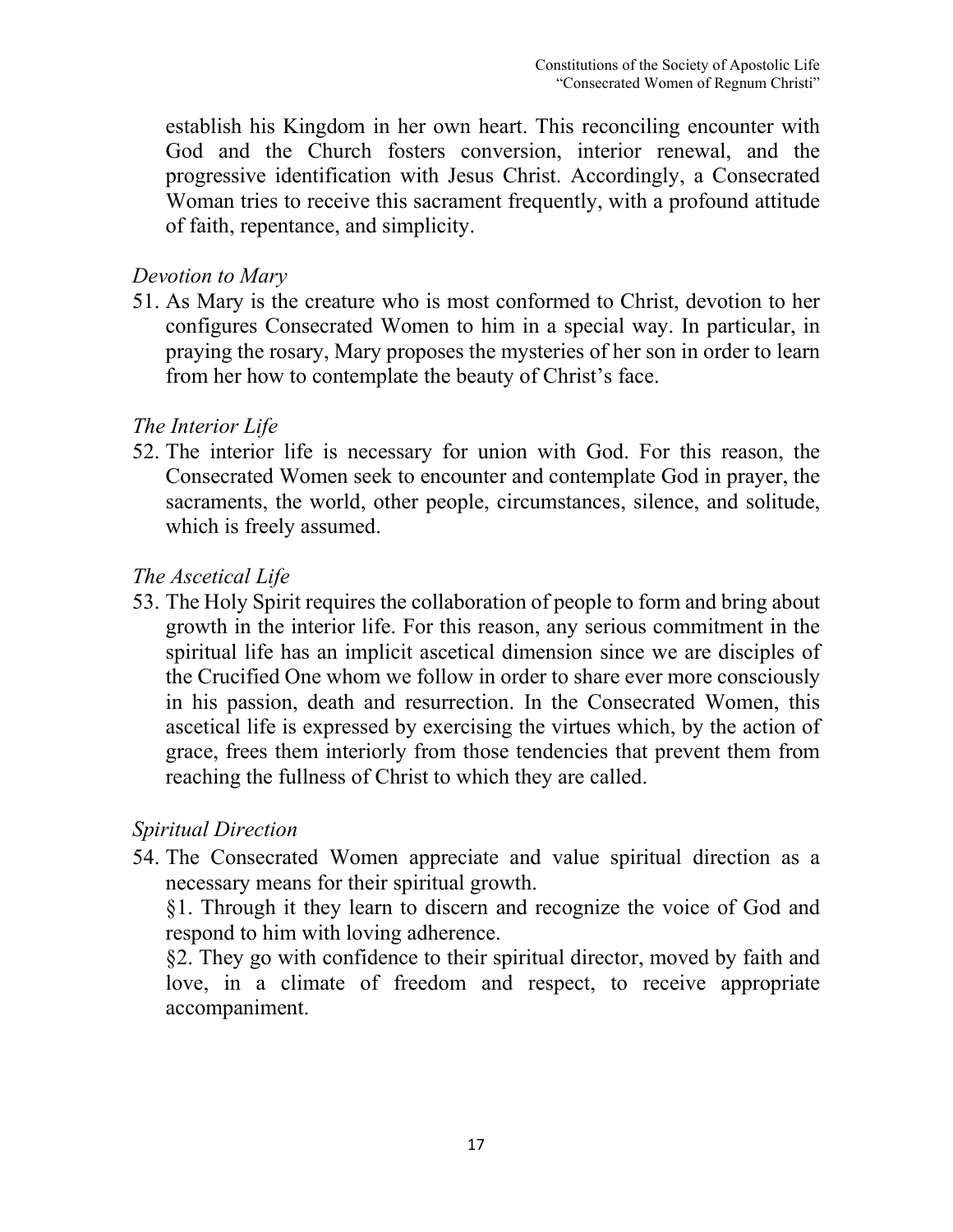establish his Kingdom in her own heart. This reconciling encounter with God and the Church fosters conversion, interior renewal, and the progressive identification with Jesus Christ. Accordingly, a Consecrated Woman tries to receive this sacrament frequently, with a profound attitude of faith, repentance, and simplicity.

*Devotion to Mary*

51. As Mary is the creature who is most conformed to Christ, devotion to her configures Consecrated Women to him in a special way. In particular, in praying the rosary, Mary proposes the mysteries of her son in order to learn from her how to contemplate the beauty of Christ's face.

*The Interior Life*

52. The interior life is necessary for union with God. For this reason, the Consecrated Women seek to encounter and contemplate God in prayer, the sacraments, the world, other people, circumstances, silence, and solitude, which is freely assumed.

*The Ascetical Life*

53. The Holy Spirit requires the collaboration of people to form and bring about growth in the interior life. For this reason, any serious commitment in the spiritual life has an implicit ascetical dimension since we are disciples of the Crucified One whom we follow in order to share ever more consciously in his passion, death and resurrection. In the Consecrated Women, this ascetical life is expressed by exercising the virtues which, by the action of grace, frees them interiorly from those tendencies that prevent them from reaching the fullness of Christ to which they are called.

*Spiritual Direction*

54. The Consecrated Women appreciate and value spiritual direction as a necessary means for their spiritual growth.

    §1. Through it they learn to discern and recognize the voice of God and respond to him with loving adherence.

    §2. They go with confidence to their spiritual director, moved by faith and love, in a climate of freedom and respect, to receive appropriate accompaniment.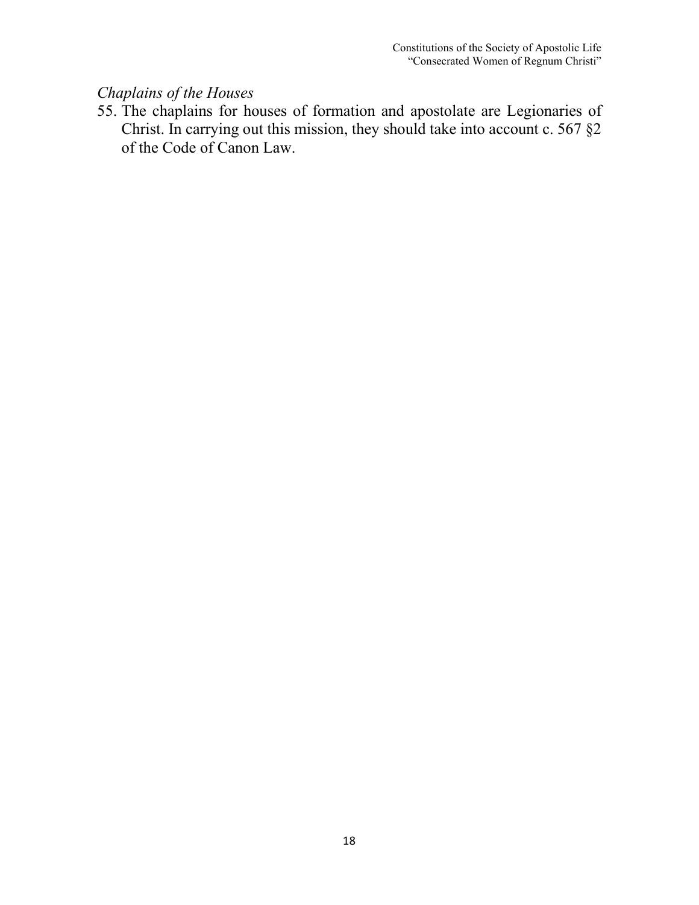*Chaplains of the Houses*

55. The chaplains for houses of formation and apostolate are Legionaries of Christ. In carrying out this mission, they should take into account c. 567 §2 of the Code of Canon Law.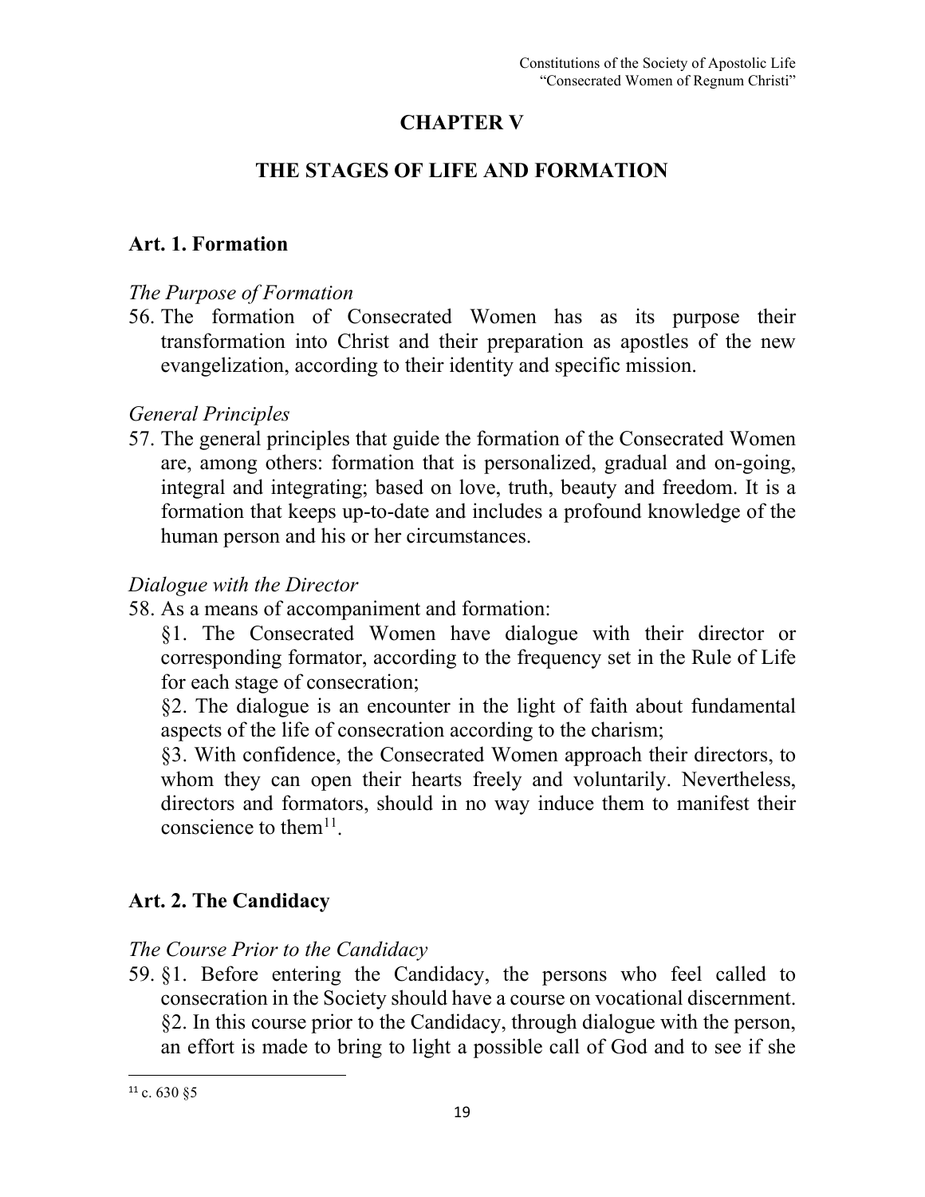# CHAPTER V

## THE STAGES OF LIFE AND FORMATION

### Art. 1. Formation

*The Purpose of Formation*

56. The formation of Consecrated Women has as its purpose their transformation into Christ and their preparation as apostles of the new evangelization, according to their identity and specific mission.

*General Principles*

57. The general principles that guide the formation of the Consecrated Women are, among others: formation that is personalized, gradual and on-going, integral and integrating; based on love, truth, beauty and freedom. It is a formation that keeps up-to-date and includes a profound knowledge of the human person and his or her circumstances.

*Dialogue with the Director*

58. As a means of accompaniment and formation:

    §1. The Consecrated Women have dialogue with their director or corresponding formator, according to the frequency set in the Rule of Life for each stage of consecration;

    §2. The dialogue is an encounter in the light of faith about fundamental aspects of the life of consecration according to the charism;

    §3. With confidence, the Consecrated Women approach their directors, to whom they can open their hearts freely and voluntarily. Nevertheless, directors and formators, should in no way induce them to manifest their conscience to them[11].

### Art. 2. The Candidacy

*The Course Prior to the Candidacy*

59. §1. Before entering the Candidacy, the persons who feel called to consecration in the Society should have a course on vocational discernment.

    §2. In this course prior to the Candidacy, through dialogue with the person, an effort is made to bring to light a possible call of God and to see if she

---

[11] c. 630 §5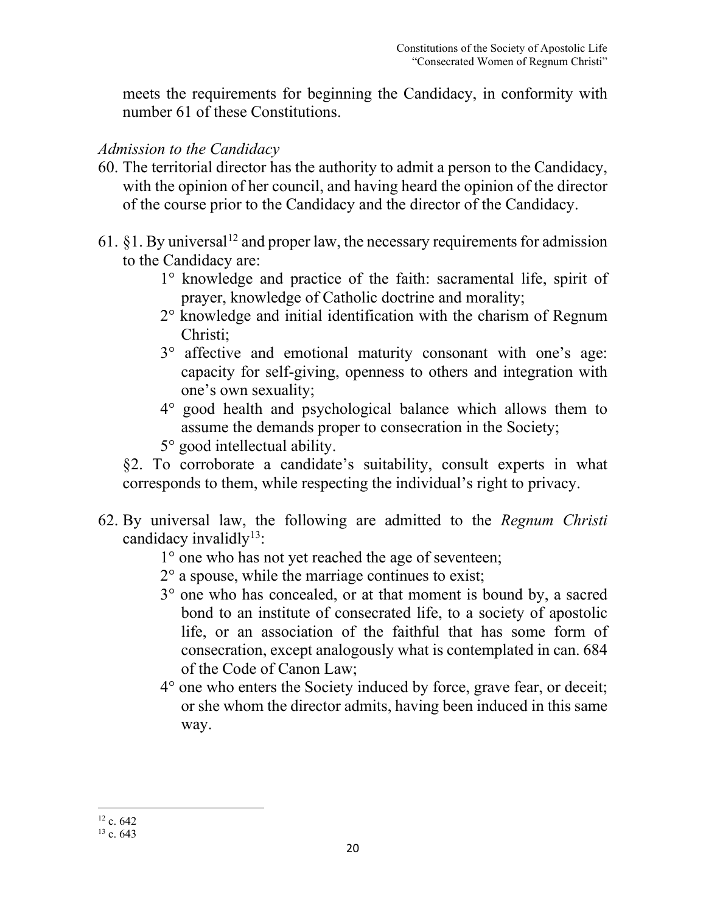meets the requirements for beginning the Candidacy, in conformity with number 61 of these Constitutions.

*Admission to the Candidacy*

60. The territorial director has the authority to admit a person to the Candidacy, with the opinion of her council, and having heard the opinion of the director of the course prior to the Candidacy and the director of the Candidacy.

61. §1. By universal[12] and proper law, the necessary requirements for admission to the Candidacy are:

 1° knowledge and practice of the faith: sacramental life, spirit of prayer, knowledge of Catholic doctrine and morality;

 2° knowledge and initial identification with the charism of Regnum Christi;

 3° affective and emotional maturity consonant with one's age: capacity for self-giving, openness to others and integration with one's own sexuality;

 4° good health and psychological balance which allows them to assume the demands proper to consecration in the Society;

 5° good intellectual ability.

 §2. To corroborate a candidate's suitability, consult experts in what corresponds to them, while respecting the individual's right to privacy.

62. By universal law, the following are admitted to the *Regnum Christi* candidacy invalidly[13]:

 1° one who has not yet reached the age of seventeen;

 2° a spouse, while the marriage continues to exist;

 3° one who has concealed, or at that moment is bound by, a sacred bond to an institute of consecrated life, to a society of apostolic life, or an association of the faithful that has some form of consecration, except analogously what is contemplated in can. 684 of the Code of Canon Law;

 4° one who enters the Society induced by force, grave fear, or deceit; or she whom the director admits, having been induced in this same way.

---

[12] c. 642

[13] c. 643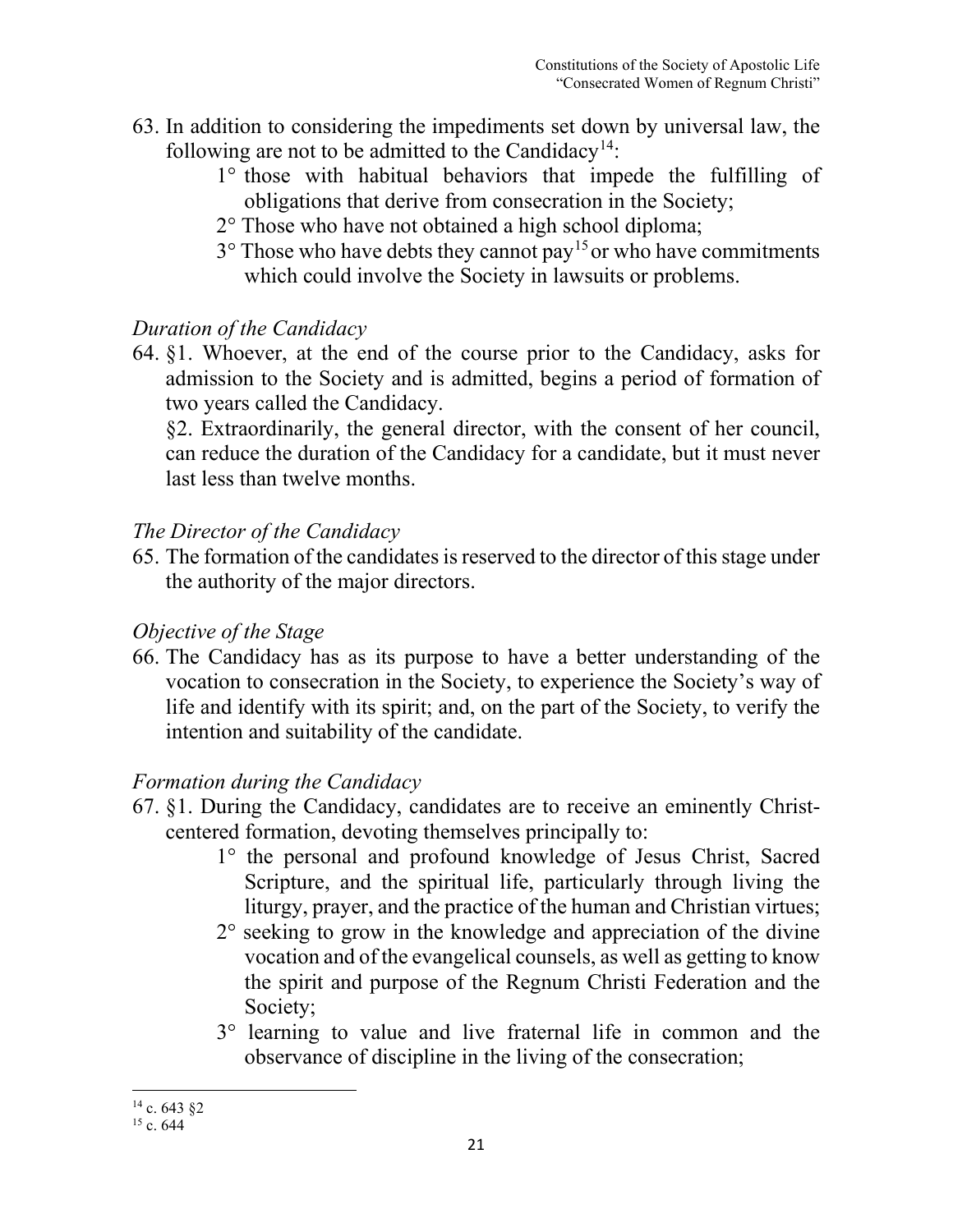63. In addition to considering the impediments set down by universal law, the following are not to be admitted to the Candidacy[14]:
    1° those with habitual behaviors that impede the fulfilling of obligations that derive from consecration in the Society;
    2° Those who have not obtained a high school diploma;
    3° Those who have debts they cannot pay[15] or who have commitments which could involve the Society in lawsuits or problems.

*Duration of the Candidacy*

64. §1. Whoever, at the end of the course prior to the Candidacy, asks for admission to the Society and is admitted, begins a period of formation of two years called the Candidacy.
    §2. Extraordinarily, the general director, with the consent of her council, can reduce the duration of the Candidacy for a candidate, but it must never last less than twelve months.

*The Director of the Candidacy*

65. The formation of the candidates is reserved to the director of this stage under the authority of the major directors.

*Objective of the Stage*

66. The Candidacy has as its purpose to have a better understanding of the vocation to consecration in the Society, to experience the Society's way of life and identify with its spirit; and, on the part of the Society, to verify the intention and suitability of the candidate.

*Formation during the Candidacy*

67. §1. During the Candidacy, candidates are to receive an eminently Christ-centered formation, devoting themselves principally to:
    1° the personal and profound knowledge of Jesus Christ, Sacred Scripture, and the spiritual life, particularly through living the liturgy, prayer, and the practice of the human and Christian virtues;
    2° seeking to grow in the knowledge and appreciation of the divine vocation and of the evangelical counsels, as well as getting to know the spirit and purpose of the Regnum Christi Federation and the Society;
    3° learning to value and live fraternal life in common and the observance of discipline in the living of the consecration;

---

[14] c. 643 §2
[15] c. 644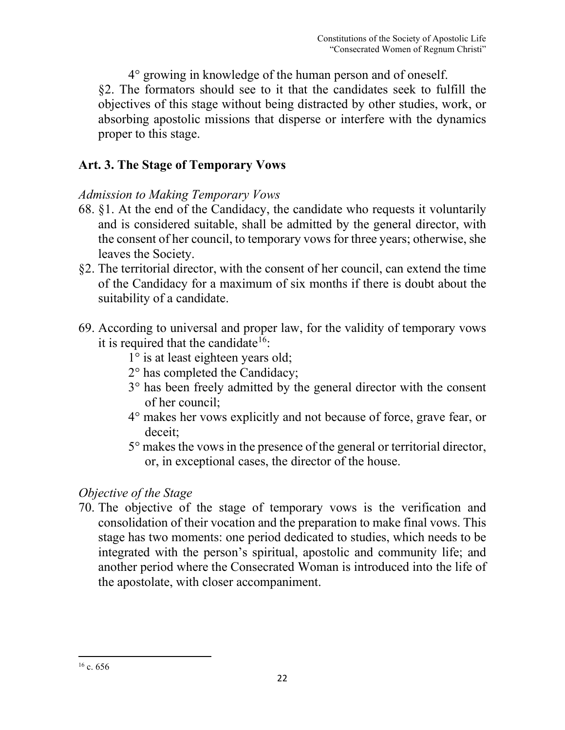4° growing in knowledge of the human person and of oneself.

§2. The formators should see to it that the candidates seek to fulfill the objectives of this stage without being distracted by other studies, work, or absorbing apostolic missions that disperse or interfere with the dynamics proper to this stage.

## Art. 3. The Stage of Temporary Vows

*Admission to Making Temporary Vows*

68. §1. At the end of the Candidacy, the candidate who requests it voluntarily and is considered suitable, shall be admitted by the general director, with the consent of her council, to temporary vows for three years; otherwise, she leaves the Society.

§2. The territorial director, with the consent of her council, can extend the time of the Candidacy for a maximum of six months if there is doubt about the suitability of a candidate.

69. According to universal and proper law, for the validity of temporary vows it is required that the candidate[16]:

 1° is at least eighteen years old;

 2° has completed the Candidacy;

 3° has been freely admitted by the general director with the consent of her council;

 4° makes her vows explicitly and not because of force, grave fear, or deceit;

 5° makes the vows in the presence of the general or territorial director, or, in exceptional cases, the director of the house.

*Objective of the Stage*

70. The objective of the stage of temporary vows is the verification and consolidation of their vocation and the preparation to make final vows. This stage has two moments: one period dedicated to studies, which needs to be integrated with the person's spiritual, apostolic and community life; and another period where the Consecrated Woman is introduced into the life of the apostolate, with closer accompaniment.

---

[16] c. 656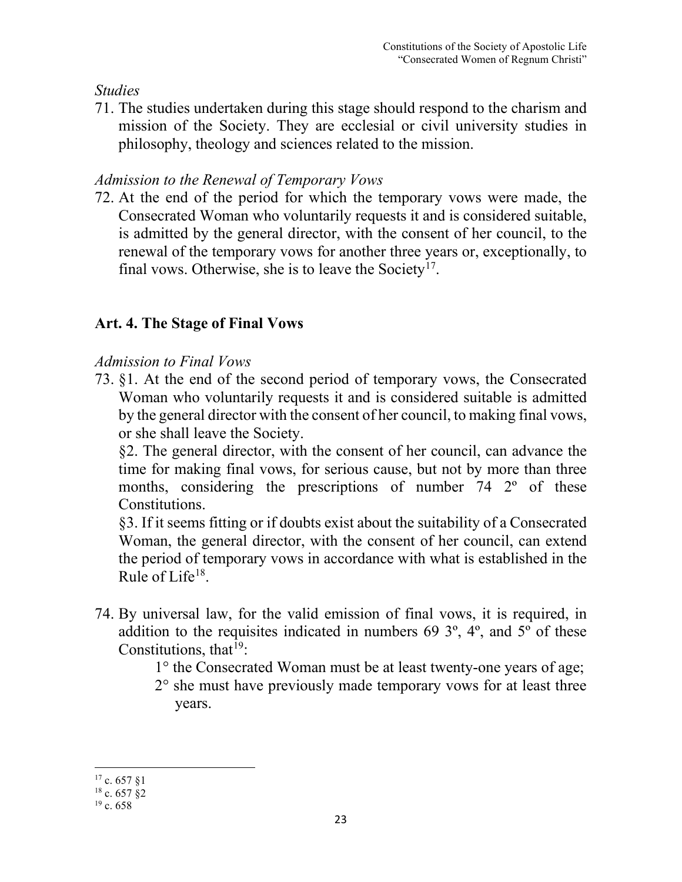*Studies*

71. The studies undertaken during this stage should respond to the charism and mission of the Society. They are ecclesial or civil university studies in philosophy, theology and sciences related to the mission.

*Admission to the Renewal of Temporary Vows*

72. At the end of the period for which the temporary vows were made, the Consecrated Woman who voluntarily requests it and is considered suitable, is admitted by the general director, with the consent of her council, to the renewal of the temporary vows for another three years or, exceptionally, to final vows. Otherwise, she is to leave the Society[17].

## Art. 4. The Stage of Final Vows

*Admission to Final Vows*

73. §1. At the end of the second period of temporary vows, the Consecrated Woman who voluntarily requests it and is considered suitable is admitted by the general director with the consent of her council, to making final vows, or she shall leave the Society.

    §2. The general director, with the consent of her council, can advance the time for making final vows, for serious cause, but not by more than three months, considering the prescriptions of number 74 2º of these Constitutions.

    §3. If it seems fitting or if doubts exist about the suitability of a Consecrated Woman, the general director, with the consent of her council, can extend the period of temporary vows in accordance with what is established in the Rule of Life[18].

74. By universal law, for the valid emission of final vows, it is required, in addition to the requisites indicated in numbers 69 3º, 4º, and 5º of these Constitutions, that[19]:

    1° the Consecrated Woman must be at least twenty-one years of age;

    2° she must have previously made temporary vows for at least three years.

---

[17] c. 657 §1

[18] c. 657 §2

[19] c. 658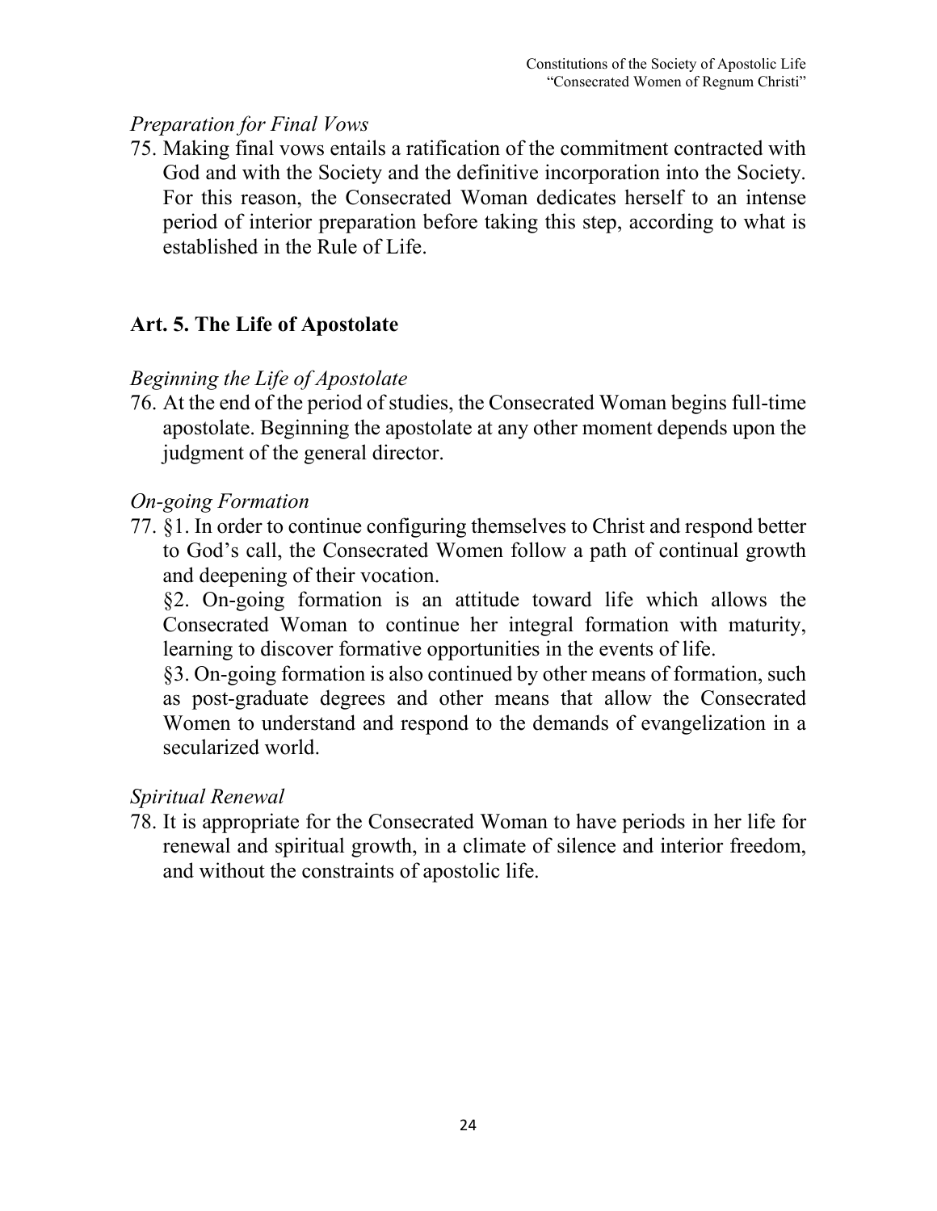*Preparation for Final Vows*

75. Making final vows entails a ratification of the commitment contracted with God and with the Society and the definitive incorporation into the Society. For this reason, the Consecrated Woman dedicates herself to an intense period of interior preparation before taking this step, according to what is established in the Rule of Life.

## Art. 5. The Life of Apostolate

*Beginning the Life of Apostolate*

76. At the end of the period of studies, the Consecrated Woman begins full-time apostolate. Beginning the apostolate at any other moment depends upon the judgment of the general director.

*On-going Formation*

77. §1. In order to continue configuring themselves to Christ and respond better to God's call, the Consecrated Women follow a path of continual growth and deepening of their vocation.

    §2. On-going formation is an attitude toward life which allows the Consecrated Woman to continue her integral formation with maturity, learning to discover formative opportunities in the events of life.

    §3. On-going formation is also continued by other means of formation, such as post-graduate degrees and other means that allow the Consecrated Women to understand and respond to the demands of evangelization in a secularized world.

*Spiritual Renewal*

78. It is appropriate for the Consecrated Woman to have periods in her life for renewal and spiritual growth, in a climate of silence and interior freedom, and without the constraints of apostolic life.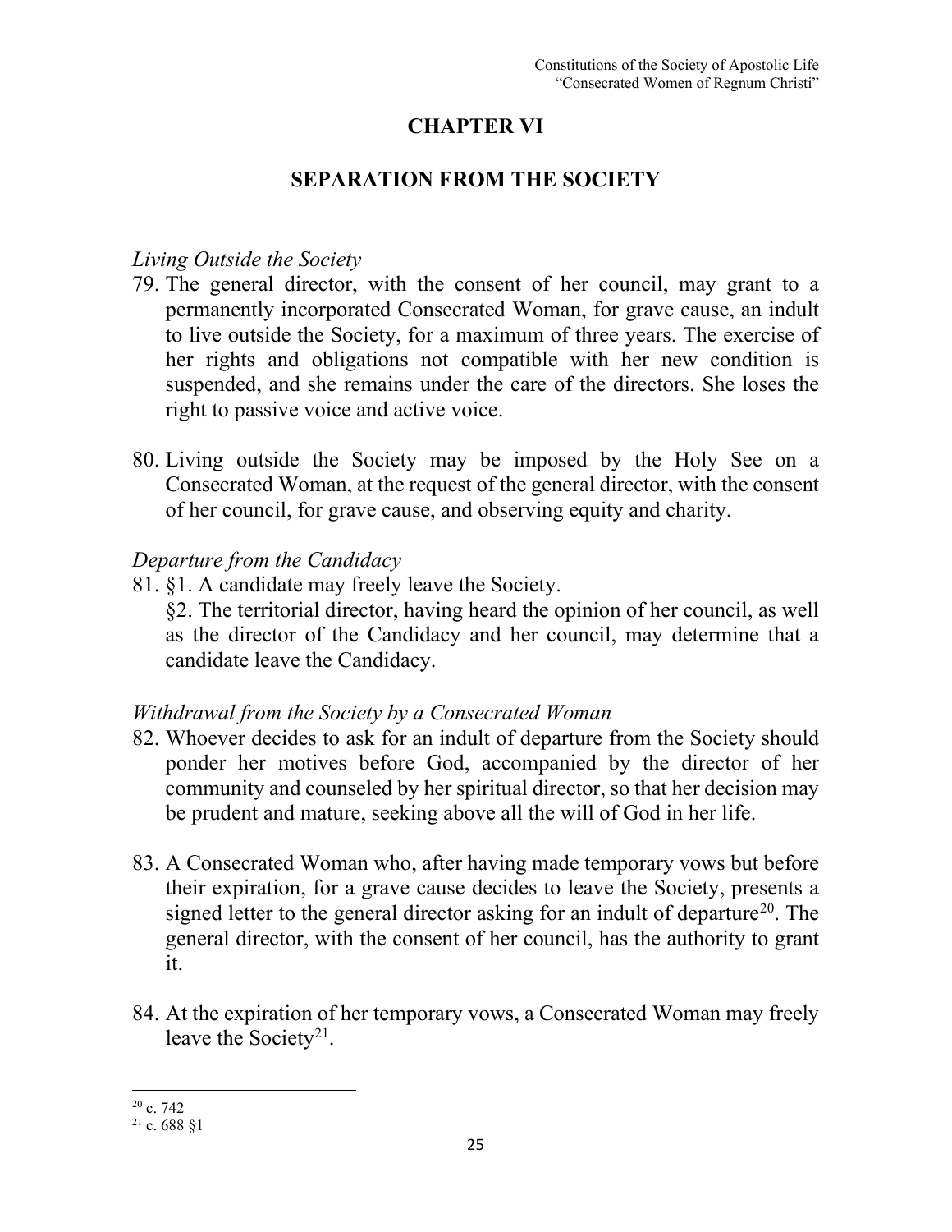# CHAPTER VI

## SEPARATION FROM THE SOCIETY

*Living Outside the Society*

79. The general director, with the consent of her council, may grant to a permanently incorporated Consecrated Woman, for grave cause, an indult to live outside the Society, for a maximum of three years. The exercise of her rights and obligations not compatible with her new condition is suspended, and she remains under the care of the directors. She loses the right to passive voice and active voice.

80. Living outside the Society may be imposed by the Holy See on a Consecrated Woman, at the request of the general director, with the consent of her council, for grave cause, and observing equity and charity.

*Departure from the Candidacy*

81. §1. A candidate may freely leave the Society.
§2. The territorial director, having heard the opinion of her council, as well as the director of the Candidacy and her council, may determine that a candidate leave the Candidacy.

*Withdrawal from the Society by a Consecrated Woman*

82. Whoever decides to ask for an indult of departure from the Society should ponder her motives before God, accompanied by the director of her community and counseled by her spiritual director, so that her decision may be prudent and mature, seeking above all the will of God in her life.

83. A Consecrated Woman who, after having made temporary vows but before their expiration, for a grave cause decides to leave the Society, presents a signed letter to the general director asking for an indult of departure[20]. The general director, with the consent of her council, has the authority to grant it.

84. At the expiration of her temporary vows, a Consecrated Woman may freely leave the Society[21].

---

[20] c. 742

[21] c. 688 §1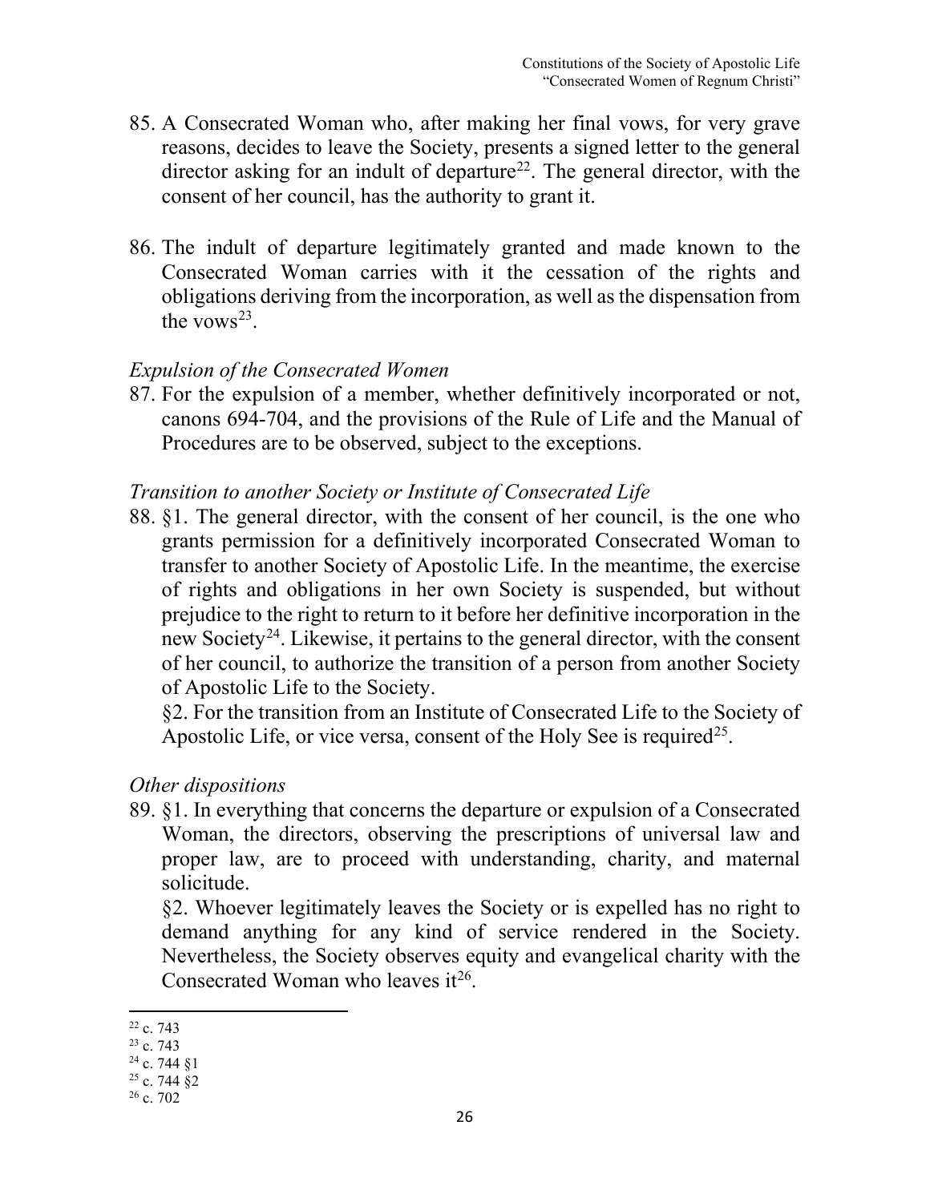85. A Consecrated Woman who, after making her final vows, for very grave reasons, decides to leave the Society, presents a signed letter to the general director asking for an indult of departure[22]. The general director, with the consent of her council, has the authority to grant it.

86. The indult of departure legitimately granted and made known to the Consecrated Woman carries with it the cessation of the rights and obligations deriving from the incorporation, as well as the dispensation from the vows[23].

*Expulsion of the Consecrated Women*

87. For the expulsion of a member, whether definitively incorporated or not, canons 694-704, and the provisions of the Rule of Life and the Manual of Procedures are to be observed, subject to the exceptions.

*Transition to another Society or Institute of Consecrated Life*

88. §1. The general director, with the consent of her council, is the one who grants permission for a definitively incorporated Consecrated Woman to transfer to another Society of Apostolic Life. In the meantime, the exercise of rights and obligations in her own Society is suspended, but without prejudice to the right to return to it before her definitive incorporation in the new Society[24]. Likewise, it pertains to the general director, with the consent of her council, to authorize the transition of a person from another Society of Apostolic Life to the Society.

    §2. For the transition from an Institute of Consecrated Life to the Society of Apostolic Life, or vice versa, consent of the Holy See is required[25].

*Other dispositions*

89. §1. In everything that concerns the departure or expulsion of a Consecrated Woman, the directors, observing the prescriptions of universal law and proper law, are to proceed with understanding, charity, and maternal solicitude.

    §2. Whoever legitimately leaves the Society or is expelled has no right to demand anything for any kind of service rendered in the Society. Nevertheless, the Society observes equity and evangelical charity with the Consecrated Woman who leaves it[26].

---

[22] c. 743

[23] c. 743

[24] c. 744 §1

[25] c. 744 §2

[26] c. 702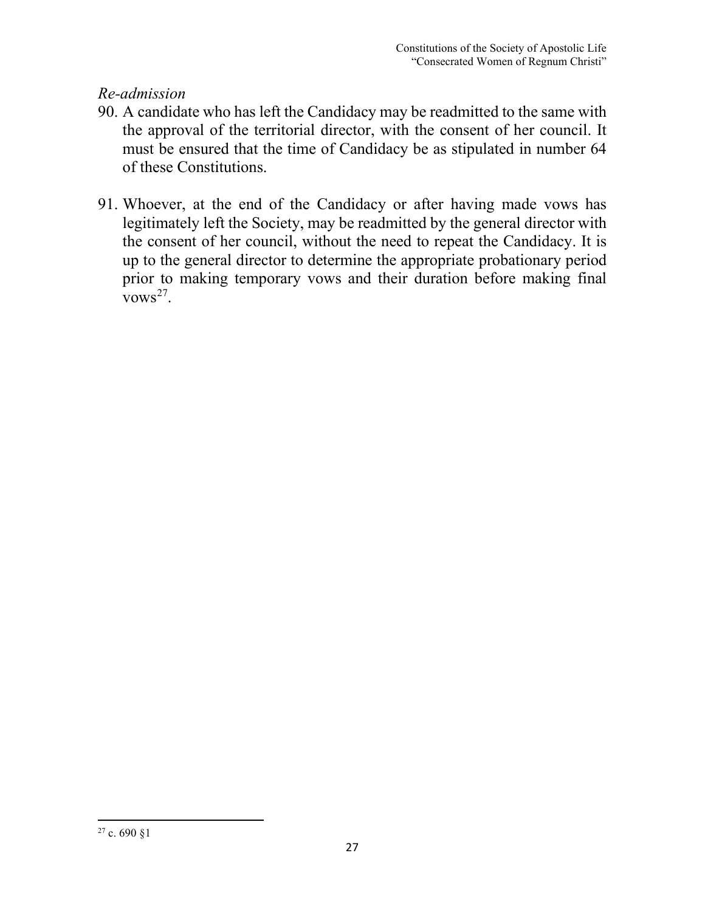*Re-admission*

90. A candidate who has left the Candidacy may be readmitted to the same with the approval of the territorial director, with the consent of her council. It must be ensured that the time of Candidacy be as stipulated in number 64 of these Constitutions.

91. Whoever, at the end of the Candidacy or after having made vows has legitimately left the Society, may be readmitted by the general director with the consent of her council, without the need to repeat the Candidacy. It is up to the general director to determine the appropriate probationary period prior to making temporary vows and their duration before making final vows[27].

[27] c. 690 §1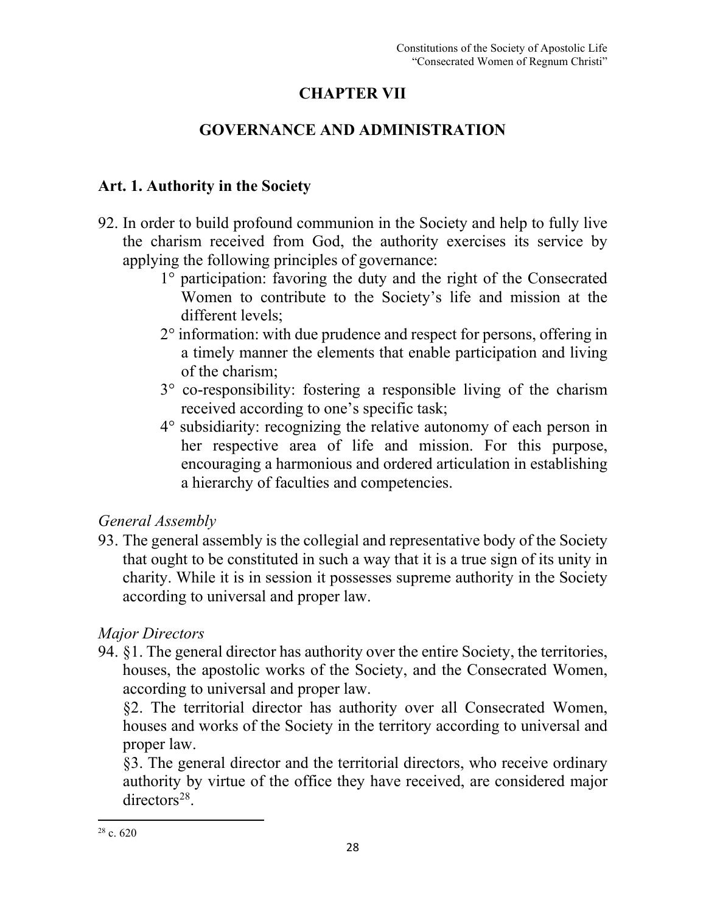# CHAPTER VII

# GOVERNANCE AND ADMINISTRATION

## Art. 1. Authority in the Society

92. In order to build profound communion in the Society and help to fully live the charism received from God, the authority exercises its service by applying the following principles of governance:

    1° participation: favoring the duty and the right of the Consecrated Women to contribute to the Society's life and mission at the different levels;

    2° information: with due prudence and respect for persons, offering in a timely manner the elements that enable participation and living of the charism;

    3° co-responsibility: fostering a responsible living of the charism received according to one's specific task;

    4° subsidiarity: recognizing the relative autonomy of each person in her respective area of life and mission. For this purpose, encouraging a harmonious and ordered articulation in establishing a hierarchy of faculties and competencies.

*General Assembly*

93. The general assembly is the collegial and representative body of the Society that ought to be constituted in such a way that it is a true sign of its unity in charity. While it is in session it possesses supreme authority in the Society according to universal and proper law.

*Major Directors*

94. §1. The general director has authority over the entire Society, the territories, houses, the apostolic works of the Society, and the Consecrated Women, according to universal and proper law.

    §2. The territorial director has authority over all Consecrated Women, houses and works of the Society in the territory according to universal and proper law.

    §3. The general director and the territorial directors, who receive ordinary authority by virtue of the office they have received, are considered major directors[28].

---

[28] c. 620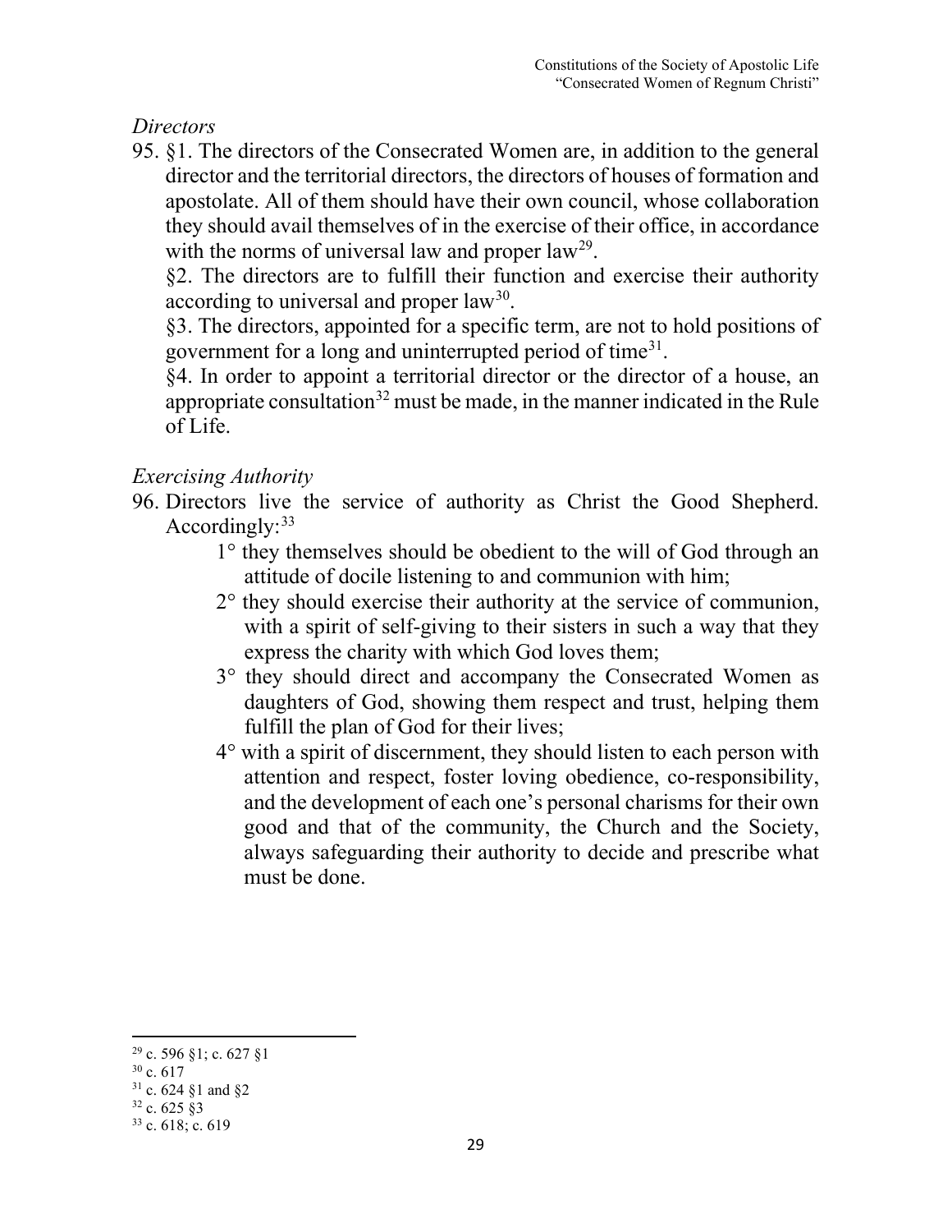*Directors*

95. §1. The directors of the Consecrated Women are, in addition to the general director and the territorial directors, the directors of houses of formation and apostolate. All of them should have their own council, whose collaboration they should avail themselves of in the exercise of their office, in accordance with the norms of universal law and proper law[29].

§2. The directors are to fulfill their function and exercise their authority according to universal and proper law[30].

§3. The directors, appointed for a specific term, are not to hold positions of government for a long and uninterrupted period of time[31].

§4. In order to appoint a territorial director or the director of a house, an appropriate consultation[32] must be made, in the manner indicated in the Rule of Life.

*Exercising Authority*

96. Directors live the service of authority as Christ the Good Shepherd. Accordingly:[33]

    1° they themselves should be obedient to the will of God through an attitude of docile listening to and communion with him;

    2° they should exercise their authority at the service of communion, with a spirit of self-giving to their sisters in such a way that they express the charity with which God loves them;

    3° they should direct and accompany the Consecrated Women as daughters of God, showing them respect and trust, helping them fulfill the plan of God for their lives;

    4° with a spirit of discernment, they should listen to each person with attention and respect, foster loving obedience, co-responsibility, and the development of each one's personal charisms for their own good and that of the community, the Church and the Society, always safeguarding their authority to decide and prescribe what must be done.

---

[29] c. 596 §1; c. 627 §1

[30] c. 617

[31] c. 624 §1 and §2

[32] c. 625 §3

[33] c. 618; c. 619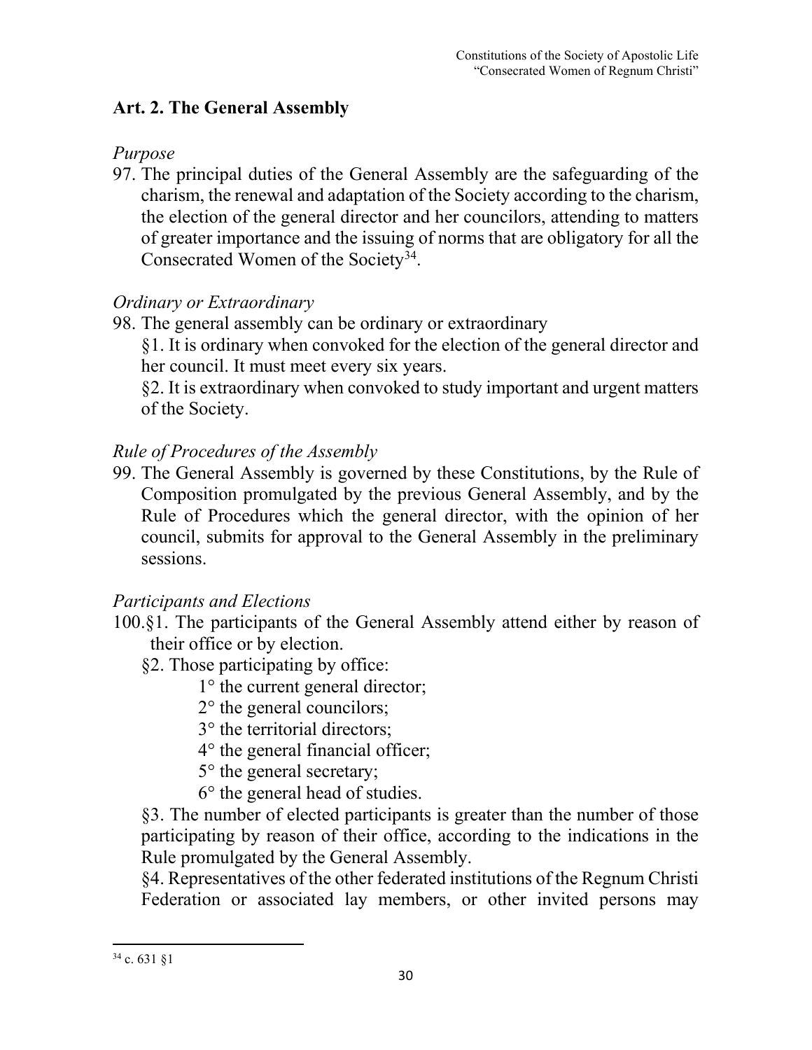## Art. 2. The General Assembly

*Purpose*

97. The principal duties of the General Assembly are the safeguarding of the charism, the renewal and adaptation of the Society according to the charism, the election of the general director and her councilors, attending to matters of greater importance and the issuing of norms that are obligatory for all the Consecrated Women of the Society[34].

*Ordinary or Extraordinary*

98. The general assembly can be ordinary or extraordinary

    §1. It is ordinary when convoked for the election of the general director and her council. It must meet every six years.

    §2. It is extraordinary when convoked to study important and urgent matters of the Society.

*Rule of Procedures of the Assembly*

99. The General Assembly is governed by these Constitutions, by the Rule of Composition promulgated by the previous General Assembly, and by the Rule of Procedures which the general director, with the opinion of her council, submits for approval to the General Assembly in the preliminary sessions.

*Participants and Elections*

100.§1. The participants of the General Assembly attend either by reason of their office or by election.

§2. Those participating by office:

1° the current general director;

2° the general councilors;

3° the territorial directors;

4° the general financial officer;

5° the general secretary;

6° the general head of studies.

§3. The number of elected participants is greater than the number of those participating by reason of their office, according to the indications in the Rule promulgated by the General Assembly.

§4. Representatives of the other federated institutions of the Regnum Christi Federation or associated lay members, or other invited persons may

---

[34] c. 631 §1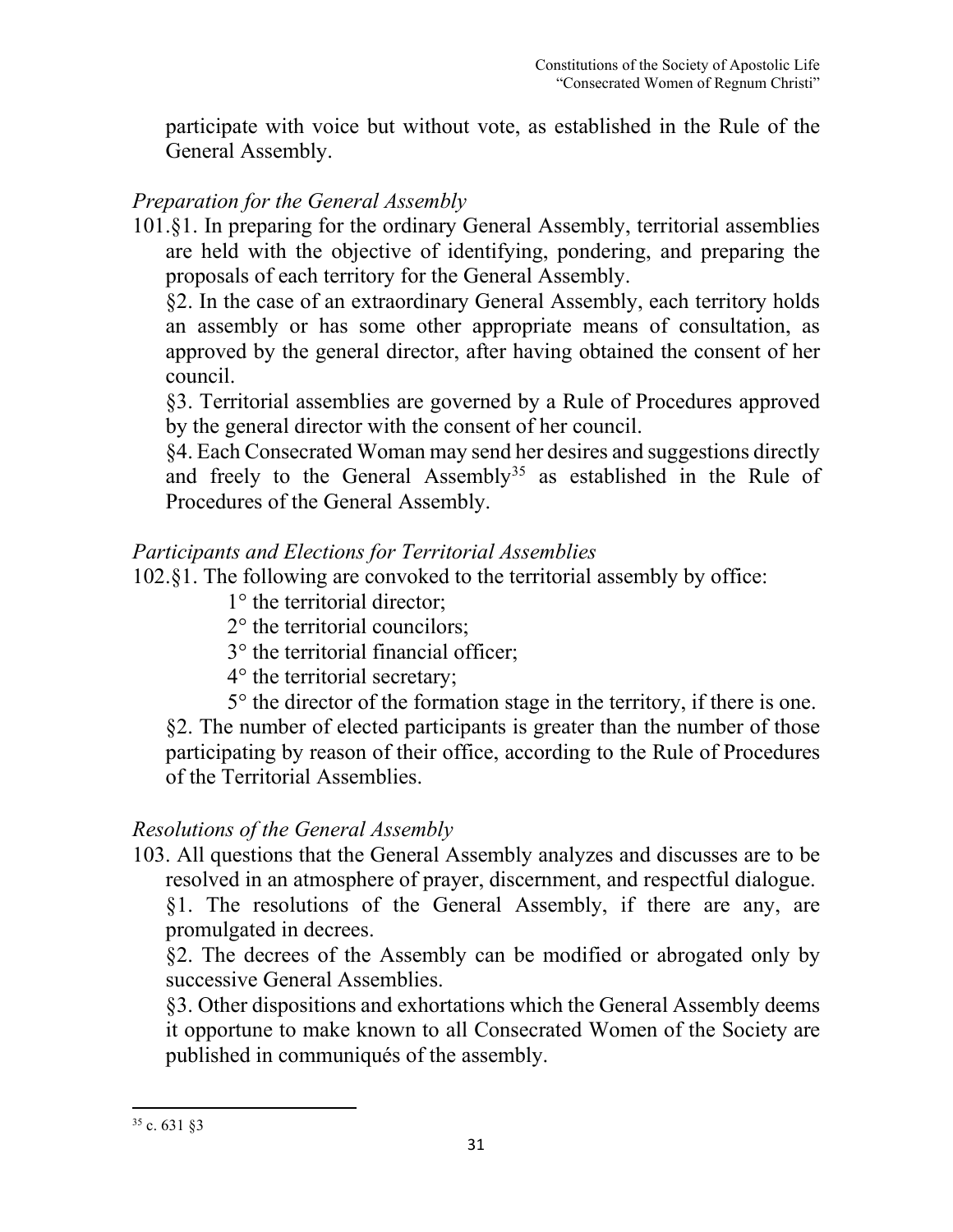participate with voice but without vote, as established in the Rule of the General Assembly.

*Preparation for the General Assembly*

101.§1. In preparing for the ordinary General Assembly, territorial assemblies are held with the objective of identifying, pondering, and preparing the proposals of each territory for the General Assembly.

§2. In the case of an extraordinary General Assembly, each territory holds an assembly or has some other appropriate means of consultation, as approved by the general director, after having obtained the consent of her council.

§3. Territorial assemblies are governed by a Rule of Procedures approved by the general director with the consent of her council.

§4. Each Consecrated Woman may send her desires and suggestions directly and freely to the General Assembly[35] as established in the Rule of Procedures of the General Assembly.

*Participants and Elections for Territorial Assemblies*

102.§1. The following are convoked to the territorial assembly by office:

1° the territorial director;

2° the territorial councilors;

3° the territorial financial officer;

4° the territorial secretary;

5° the director of the formation stage in the territory, if there is one.

§2. The number of elected participants is greater than the number of those participating by reason of their office, according to the Rule of Procedures of the Territorial Assemblies.

*Resolutions of the General Assembly*

103. All questions that the General Assembly analyzes and discusses are to be resolved in an atmosphere of prayer, discernment, and respectful dialogue.

§1. The resolutions of the General Assembly, if there are any, are promulgated in decrees.

§2. The decrees of the Assembly can be modified or abrogated only by successive General Assemblies.

§3. Other dispositions and exhortations which the General Assembly deems it opportune to make known to all Consecrated Women of the Society are published in communiqués of the assembly.

---

[35] c. 631 §3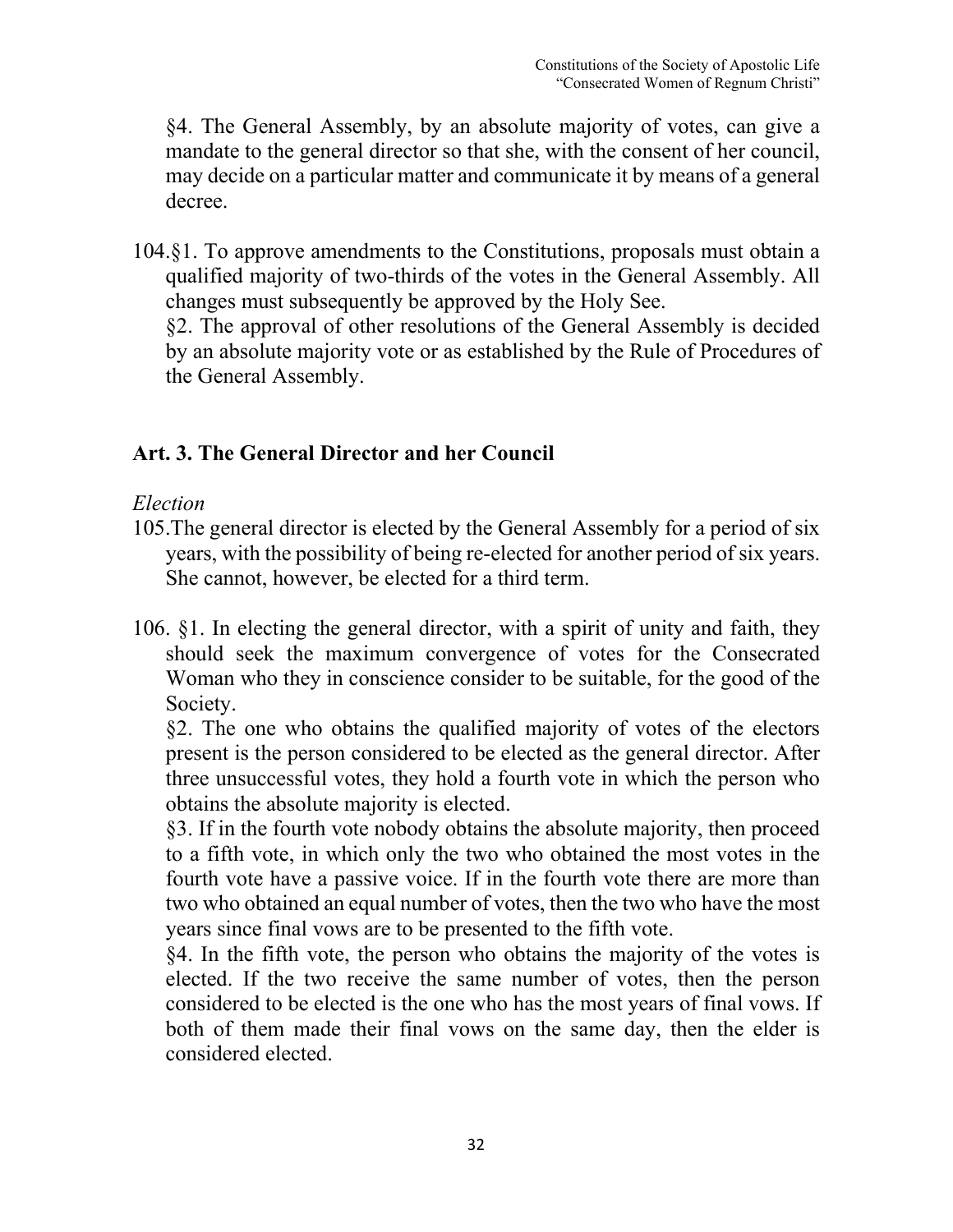§4. The General Assembly, by an absolute majority of votes, can give a mandate to the general director so that she, with the consent of her council, may decide on a particular matter and communicate it by means of a general decree.

104.§1. To approve amendments to the Constitutions, proposals must obtain a qualified majority of two-thirds of the votes in the General Assembly. All changes must subsequently be approved by the Holy See.
§2. The approval of other resolutions of the General Assembly is decided by an absolute majority vote or as established by the Rule of Procedures of the General Assembly.

## Art. 3. The General Director and her Council

*Election*

105.The general director is elected by the General Assembly for a period of six years, with the possibility of being re-elected for another period of six years. She cannot, however, be elected for a third term.

106. §1. In electing the general director, with a spirit of unity and faith, they should seek the maximum convergence of votes for the Consecrated Woman who they in conscience consider to be suitable, for the good of the Society.
§2. The one who obtains the qualified majority of votes of the electors present is the person considered to be elected as the general director. After three unsuccessful votes, they hold a fourth vote in which the person who obtains the absolute majority is elected.
§3. If in the fourth vote nobody obtains the absolute majority, then proceed to a fifth vote, in which only the two who obtained the most votes in the fourth vote have a passive voice. If in the fourth vote there are more than two who obtained an equal number of votes, then the two who have the most years since final vows are to be presented to the fifth vote.
§4. In the fifth vote, the person who obtains the majority of the votes is elected. If the two receive the same number of votes, then the person considered to be elected is the one who has the most years of final vows. If both of them made their final vows on the same day, then the elder is considered elected.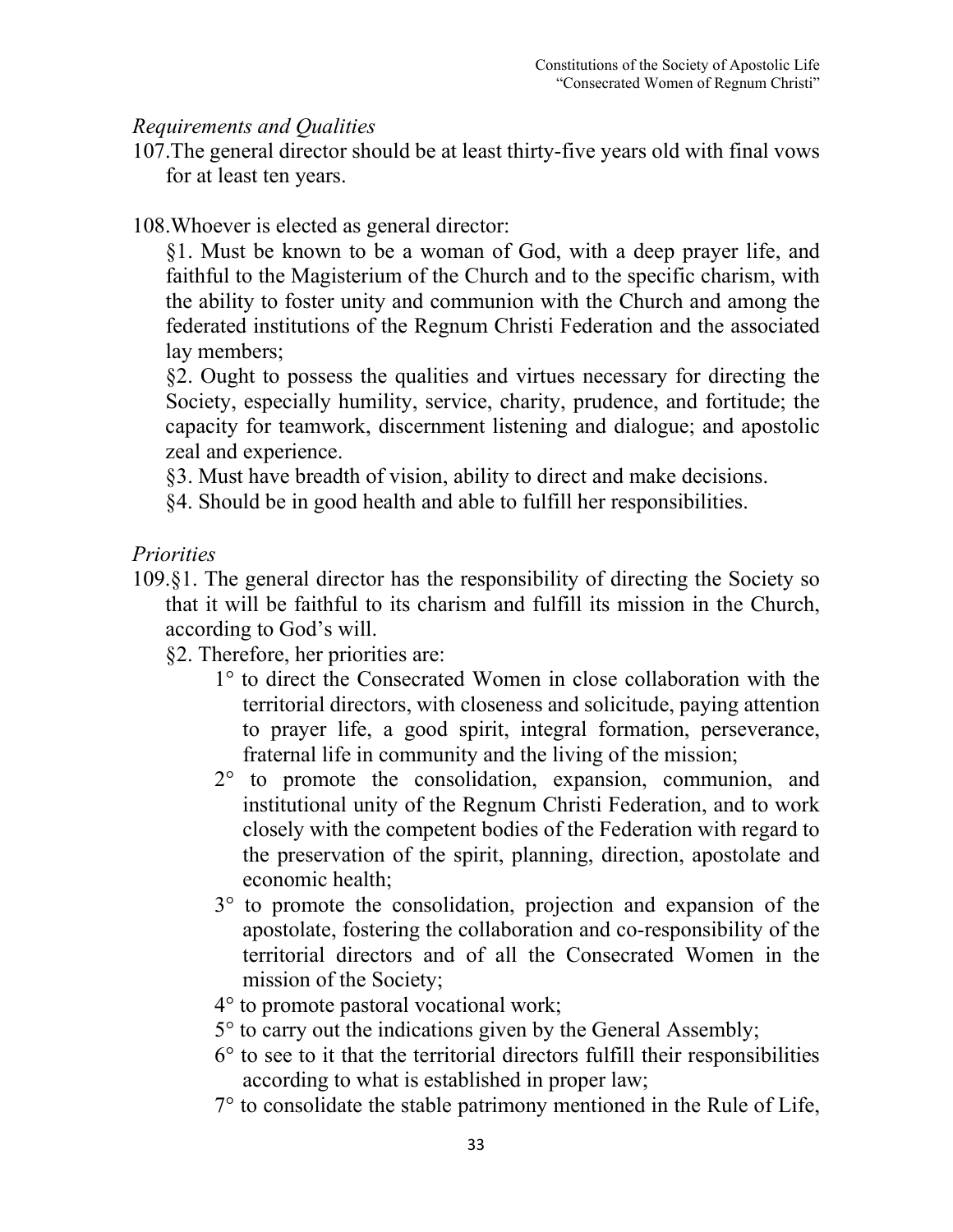*Requirements and Qualities*

107. The general director should be at least thirty-five years old with final vows for at least ten years.

108. Whoever is elected as general director:

§1. Must be known to be a woman of God, with a deep prayer life, and faithful to the Magisterium of the Church and to the specific charism, with the ability to foster unity and communion with the Church and among the federated institutions of the Regnum Christi Federation and the associated lay members;

§2. Ought to possess the qualities and virtues necessary for directing the Society, especially humility, service, charity, prudence, and fortitude; the capacity for teamwork, discernment listening and dialogue; and apostolic zeal and experience.

§3. Must have breadth of vision, ability to direct and make decisions.

§4. Should be in good health and able to fulfill her responsibilities.

*Priorities*

109. §1. The general director has the responsibility of directing the Society so that it will be faithful to its charism and fulfill its mission in the Church, according to God's will.

§2. Therefore, her priorities are:

1° to direct the Consecrated Women in close collaboration with the territorial directors, with closeness and solicitude, paying attention to prayer life, a good spirit, integral formation, perseverance, fraternal life in community and the living of the mission;

2° to promote the consolidation, expansion, communion, and institutional unity of the Regnum Christi Federation, and to work closely with the competent bodies of the Federation with regard to the preservation of the spirit, planning, direction, apostolate and economic health;

3° to promote the consolidation, projection and expansion of the apostolate, fostering the collaboration and co-responsibility of the territorial directors and of all the Consecrated Women in the mission of the Society;

4° to promote pastoral vocational work;

5° to carry out the indications given by the General Assembly;

6° to see to it that the territorial directors fulfill their responsibilities according to what is established in proper law;

7° to consolidate the stable patrimony mentioned in the Rule of Life,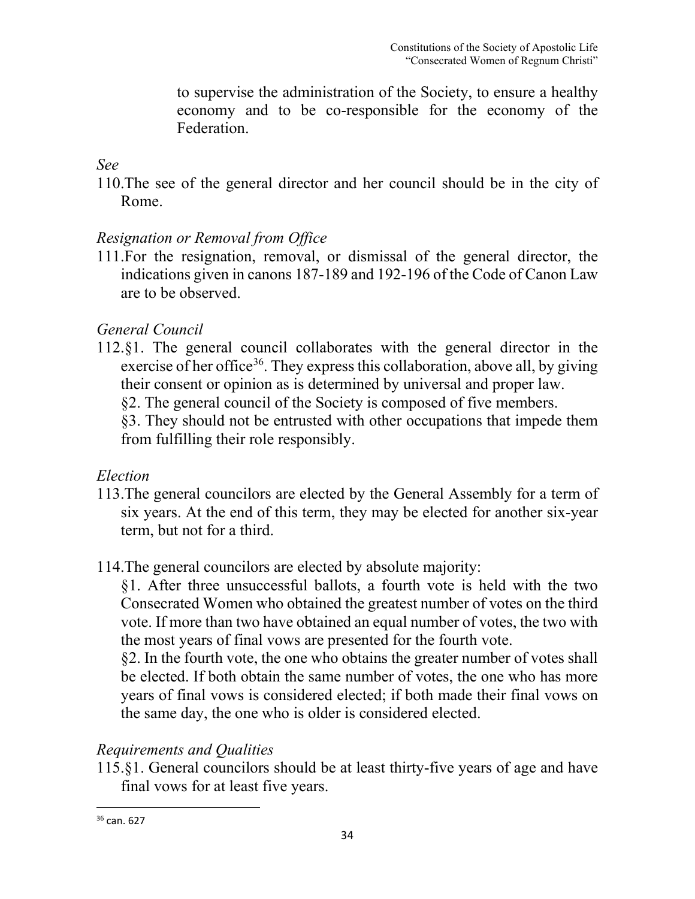to supervise the administration of the Society, to ensure a healthy economy and to be co-responsible for the economy of the Federation.

*See*

110.The see of the general director and her council should be in the city of Rome.

*Resignation or Removal from Office*

111.For the resignation, removal, or dismissal of the general director, the indications given in canons 187-189 and 192-196 of the Code of Canon Law are to be observed.

*General Council*

112.§1. The general council collaborates with the general director in the exercise of her office[36]. They express this collaboration, above all, by giving their consent or opinion as is determined by universal and proper law.

§2. The general council of the Society is composed of five members.

§3. They should not be entrusted with other occupations that impede them from fulfilling their role responsibly.

*Election*

113.The general councilors are elected by the General Assembly for a term of six years. At the end of this term, they may be elected for another six-year term, but not for a third.

114.The general councilors are elected by absolute majority:

§1. After three unsuccessful ballots, a fourth vote is held with the two Consecrated Women who obtained the greatest number of votes on the third vote. If more than two have obtained an equal number of votes, the two with the most years of final vows are presented for the fourth vote.

§2. In the fourth vote, the one who obtains the greater number of votes shall be elected. If both obtain the same number of votes, the one who has more years of final vows is considered elected; if both made their final vows on the same day, the one who is older is considered elected.

*Requirements and Qualities*

115.§1. General councilors should be at least thirty-five years of age and have final vows for at least five years.

---

[36] can. 627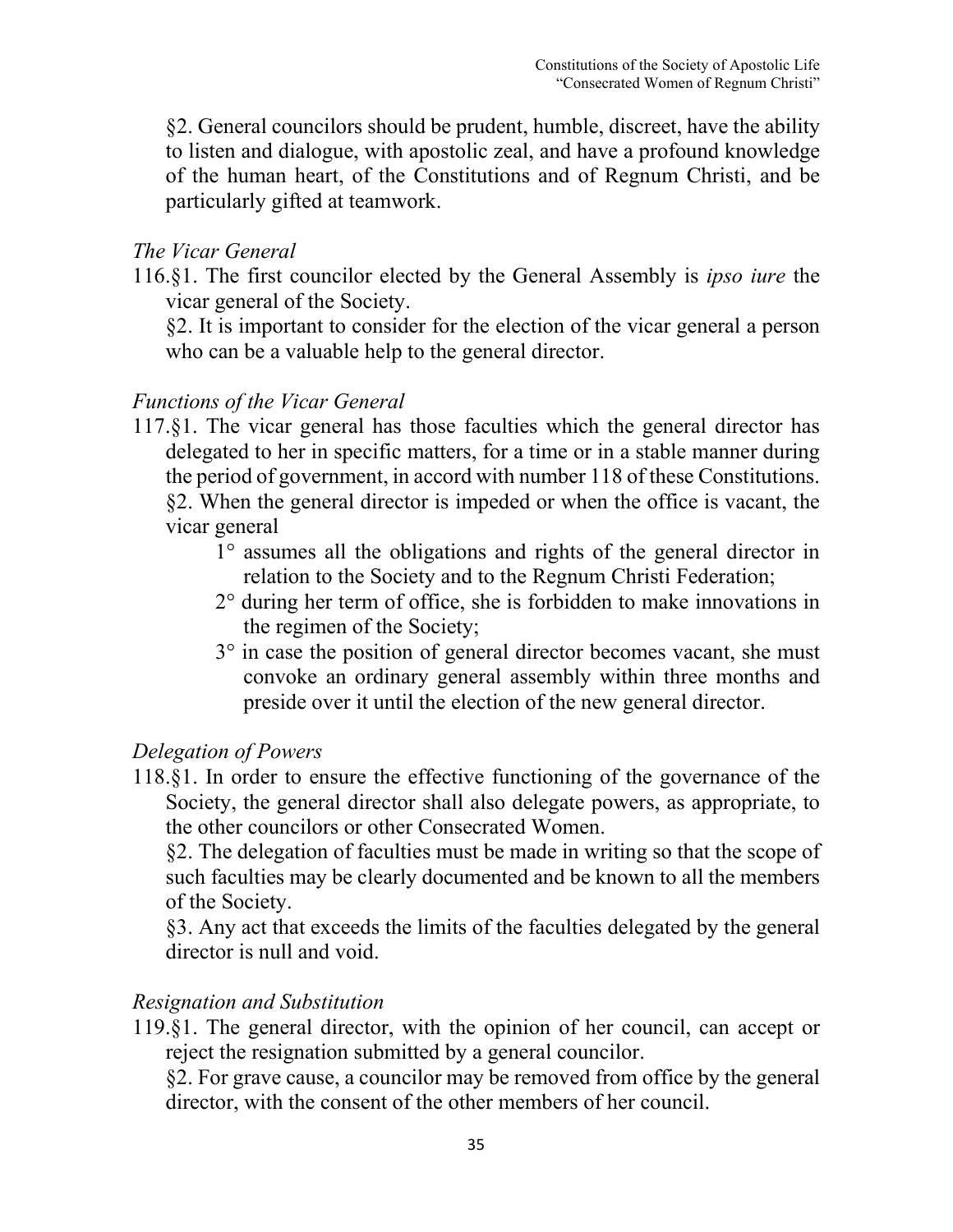§2. General councilors should be prudent, humble, discreet, have the ability to listen and dialogue, with apostolic zeal, and have a profound knowledge of the human heart, of the Constitutions and of Regnum Christi, and be particularly gifted at teamwork.

*The Vicar General*

116.§1. The first councilor elected by the General Assembly is *ipso iure* the vicar general of the Society.

§2. It is important to consider for the election of the vicar general a person who can be a valuable help to the general director.

*Functions of the Vicar General*

117.§1. The vicar general has those faculties which the general director has delegated to her in specific matters, for a time or in a stable manner during the period of government, in accord with number 118 of these Constitutions.

§2. When the general director is impeded or when the office is vacant, the vicar general

1° assumes all the obligations and rights of the general director in relation to the Society and to the Regnum Christi Federation;

2° during her term of office, she is forbidden to make innovations in the regimen of the Society;

3° in case the position of general director becomes vacant, she must convoke an ordinary general assembly within three months and preside over it until the election of the new general director.

*Delegation of Powers*

118.§1. In order to ensure the effective functioning of the governance of the Society, the general director shall also delegate powers, as appropriate, to the other councilors or other Consecrated Women.

§2. The delegation of faculties must be made in writing so that the scope of such faculties may be clearly documented and be known to all the members of the Society.

§3. Any act that exceeds the limits of the faculties delegated by the general director is null and void.

*Resignation and Substitution*

119.§1. The general director, with the opinion of her council, can accept or reject the resignation submitted by a general councilor.

§2. For grave cause, a councilor may be removed from office by the general director, with the consent of the other members of her council.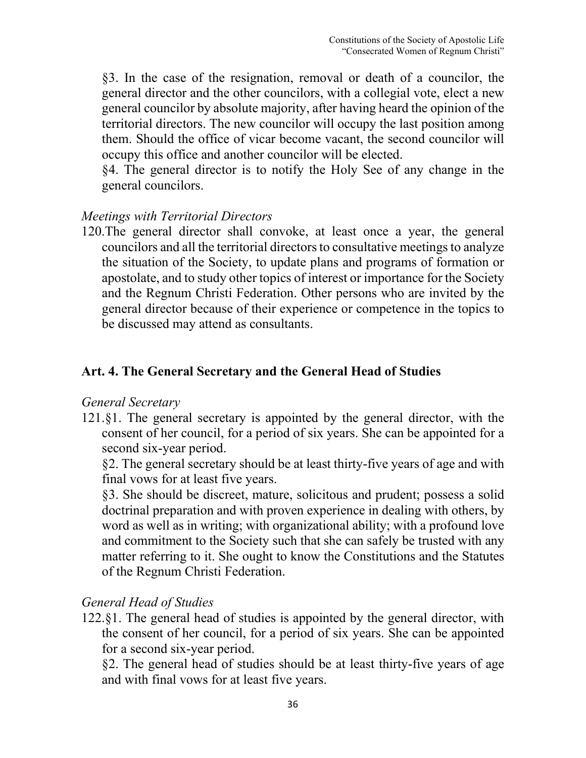§3. In the case of the resignation, removal or death of a councilor, the general director and the other councilors, with a collegial vote, elect a new general councilor by absolute majority, after having heard the opinion of the territorial directors. The new councilor will occupy the last position among them. Should the office of vicar become vacant, the second councilor will occupy this office and another councilor will be elected.

§4. The general director is to notify the Holy See of any change in the general councilors.

*Meetings with Territorial Directors*

120. The general director shall convoke, at least once a year, the general councilors and all the territorial directors to consultative meetings to analyze the situation of the Society, to update plans and programs of formation or apostolate, and to study other topics of interest or importance for the Society and the Regnum Christi Federation. Other persons who are invited by the general director because of their experience or competence in the topics to be discussed may attend as consultants.

## Art. 4. The General Secretary and the General Head of Studies

*General Secretary*

121. §1. The general secretary is appointed by the general director, with the consent of her council, for a period of six years. She can be appointed for a second six-year period.

§2. The general secretary should be at least thirty-five years of age and with final vows for at least five years.

§3. She should be discreet, mature, solicitous and prudent; possess a solid doctrinal preparation and with proven experience in dealing with others, by word as well as in writing; with organizational ability; with a profound love and commitment to the Society such that she can safely be trusted with any matter referring to it. She ought to know the Constitutions and the Statutes of the Regnum Christi Federation.

*General Head of Studies*

122. §1. The general head of studies is appointed by the general director, with the consent of her council, for a period of six years. She can be appointed for a second six-year period.

§2. The general head of studies should be at least thirty-five years of age and with final vows for at least five years.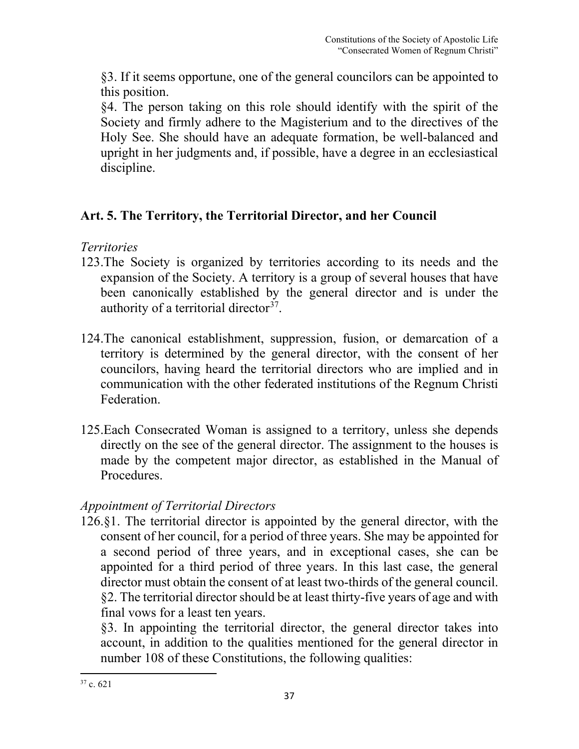§3. If it seems opportune, one of the general councilors can be appointed to this position.

§4. The person taking on this role should identify with the spirit of the Society and firmly adhere to the Magisterium and to the directives of the Holy See. She should have an adequate formation, be well-balanced and upright in her judgments and, if possible, have a degree in an ecclesiastical discipline.

## Art. 5. The Territory, the Territorial Director, and her Council

*Territories*

123.The Society is organized by territories according to its needs and the expansion of the Society. A territory is a group of several houses that have been canonically established by the general director and is under the authority of a territorial director[37].

124.The canonical establishment, suppression, fusion, or demarcation of a territory is determined by the general director, with the consent of her councilors, having heard the territorial directors who are implied and in communication with the other federated institutions of the Regnum Christi Federation.

125.Each Consecrated Woman is assigned to a territory, unless she depends directly on the see of the general director. The assignment to the houses is made by the competent major director, as established in the Manual of Procedures.

*Appointment of Territorial Directors*

126.§1. The territorial director is appointed by the general director, with the consent of her council, for a period of three years. She may be appointed for a second period of three years, and in exceptional cases, she can be appointed for a third period of three years. In this last case, the general director must obtain the consent of at least two-thirds of the general council.

§2. The territorial director should be at least thirty-five years of age and with final vows for a least ten years.

§3. In appointing the territorial director, the general director takes into account, in addition to the qualities mentioned for the general director in number 108 of these Constitutions, the following qualities:

[37] c. 621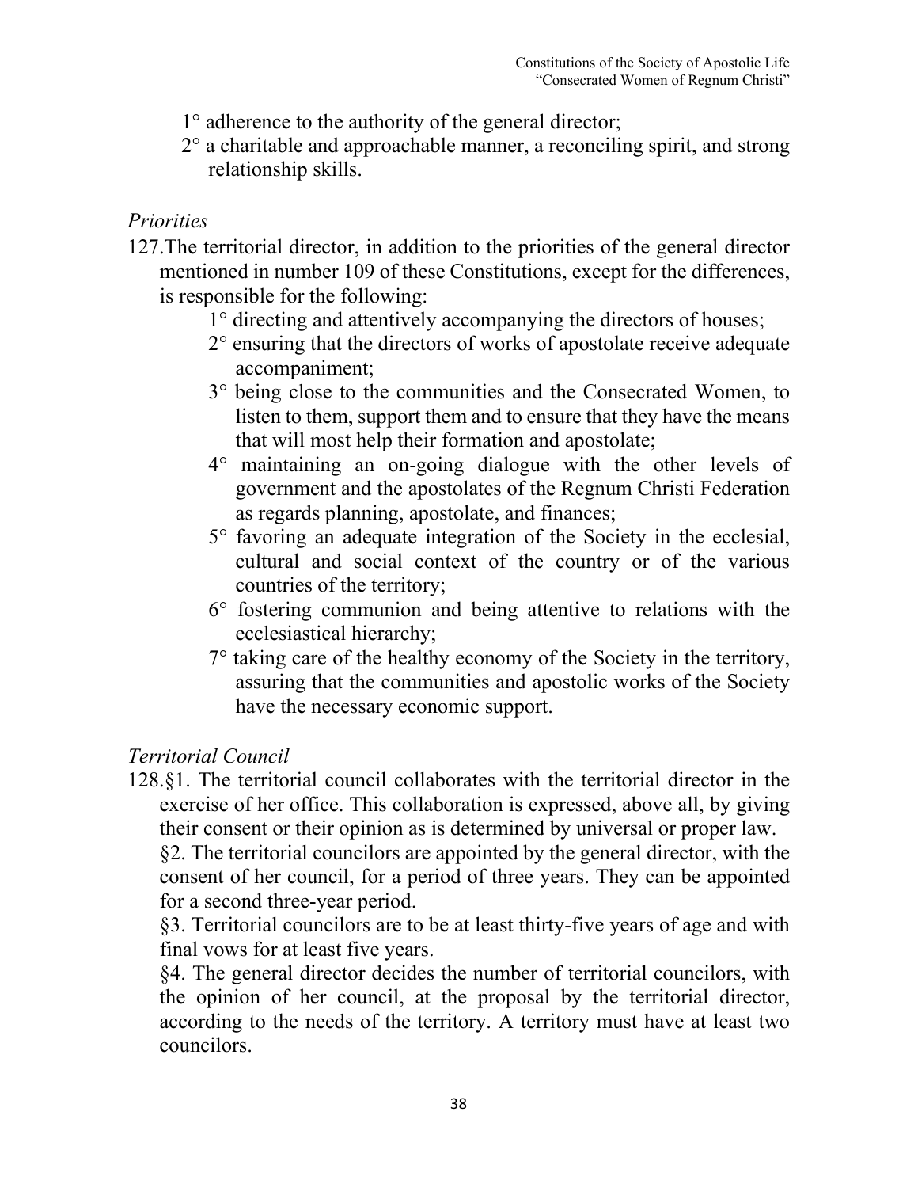1° adherence to the authority of the general director;

2° a charitable and approachable manner, a reconciling spirit, and strong relationship skills.

*Priorities*

127.The territorial director, in addition to the priorities of the general director mentioned in number 109 of these Constitutions, except for the differences, is responsible for the following:

1° directing and attentively accompanying the directors of houses;

2° ensuring that the directors of works of apostolate receive adequate accompaniment;

3° being close to the communities and the Consecrated Women, to listen to them, support them and to ensure that they have the means that will most help their formation and apostolate;

4° maintaining an on-going dialogue with the other levels of government and the apostolates of the Regnum Christi Federation as regards planning, apostolate, and finances;

5° favoring an adequate integration of the Society in the ecclesial, cultural and social context of the country or of the various countries of the territory;

6° fostering communion and being attentive to relations with the ecclesiastical hierarchy;

7° taking care of the healthy economy of the Society in the territory, assuring that the communities and apostolic works of the Society have the necessary economic support.

*Territorial Council*

128.§1. The territorial council collaborates with the territorial director in the exercise of her office. This collaboration is expressed, above all, by giving their consent or their opinion as is determined by universal or proper law.

§2. The territorial councilors are appointed by the general director, with the consent of her council, for a period of three years. They can be appointed for a second three-year period.

§3. Territorial councilors are to be at least thirty-five years of age and with final vows for at least five years.

§4. The general director decides the number of territorial councilors, with the opinion of her council, at the proposal by the territorial director, according to the needs of the territory. A territory must have at least two councilors.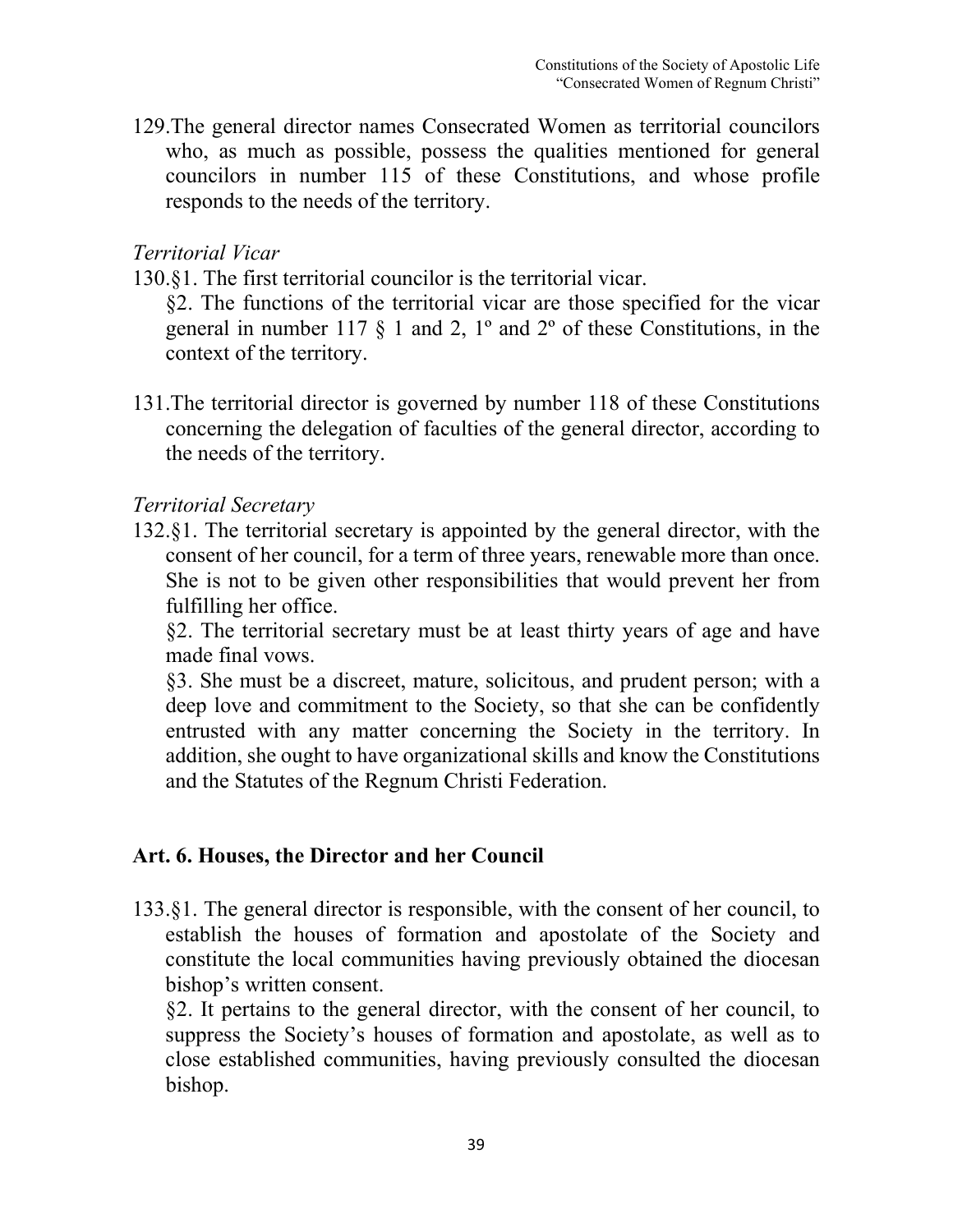129. The general director names Consecrated Women as territorial councilors who, as much as possible, possess the qualities mentioned for general councilors in number 115 of these Constitutions, and whose profile responds to the needs of the territory.

*Territorial Vicar*

130. §1. The first territorial councilor is the territorial vicar.

§2. The functions of the territorial vicar are those specified for the vicar general in number 117 § 1 and 2, 1º and 2º of these Constitutions, in the context of the territory.

131. The territorial director is governed by number 118 of these Constitutions concerning the delegation of faculties of the general director, according to the needs of the territory.

*Territorial Secretary*

132. §1. The territorial secretary is appointed by the general director, with the consent of her council, for a term of three years, renewable more than once. She is not to be given other responsibilities that would prevent her from fulfilling her office.

§2. The territorial secretary must be at least thirty years of age and have made final vows.

§3. She must be a discreet, mature, solicitous, and prudent person; with a deep love and commitment to the Society, so that she can be confidently entrusted with any matter concerning the Society in the territory. In addition, she ought to have organizational skills and know the Constitutions and the Statutes of the Regnum Christi Federation.

## Art. 6. Houses, the Director and her Council

133. §1. The general director is responsible, with the consent of her council, to establish the houses of formation and apostolate of the Society and constitute the local communities having previously obtained the diocesan bishop's written consent.

§2. It pertains to the general director, with the consent of her council, to suppress the Society's houses of formation and apostolate, as well as to close established communities, having previously consulted the diocesan bishop.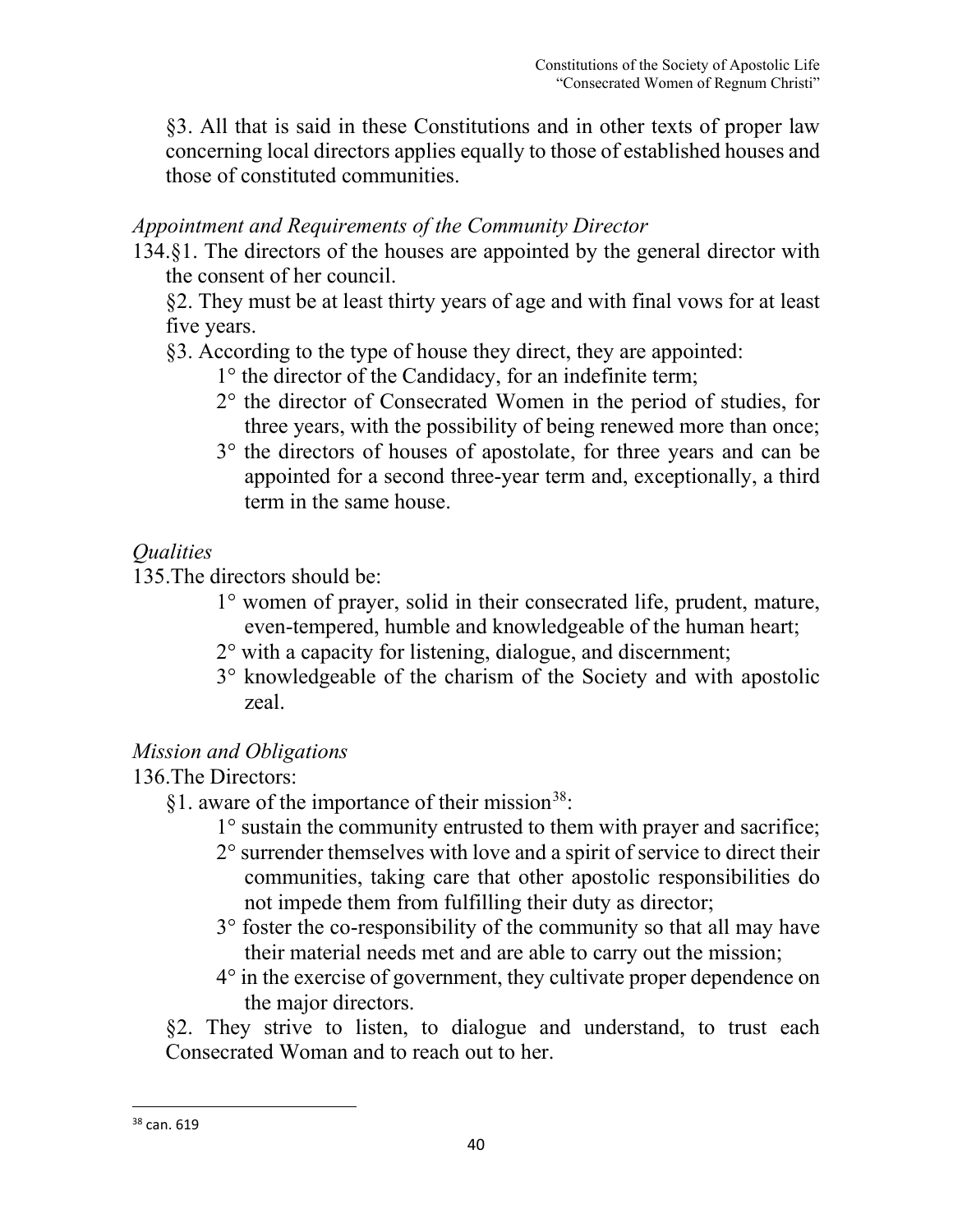§3. All that is said in these Constitutions and in other texts of proper law concerning local directors applies equally to those of established houses and those of constituted communities.

*Appointment and Requirements of the Community Director*

134.§1. The directors of the houses are appointed by the general director with the consent of her council.

§2. They must be at least thirty years of age and with final vows for at least five years.

§3. According to the type of house they direct, they are appointed:

1° the director of the Candidacy, for an indefinite term;

2° the director of Consecrated Women in the period of studies, for three years, with the possibility of being renewed more than once;

3° the directors of houses of apostolate, for three years and can be appointed for a second three-year term and, exceptionally, a third term in the same house.

*Qualities*

135.The directors should be:

1° women of prayer, solid in their consecrated life, prudent, mature, even-tempered, humble and knowledgeable of the human heart;

2° with a capacity for listening, dialogue, and discernment;

3° knowledgeable of the charism of the Society and with apostolic zeal.

*Mission and Obligations*

136.The Directors:

§1. aware of the importance of their mission[38]:

1° sustain the community entrusted to them with prayer and sacrifice;

2° surrender themselves with love and a spirit of service to direct their communities, taking care that other apostolic responsibilities do not impede them from fulfilling their duty as director;

3° foster the co-responsibility of the community so that all may have their material needs met and are able to carry out the mission;

4° in the exercise of government, they cultivate proper dependence on the major directors.

§2. They strive to listen, to dialogue and understand, to trust each Consecrated Woman and to reach out to her.

---

[38] can. 619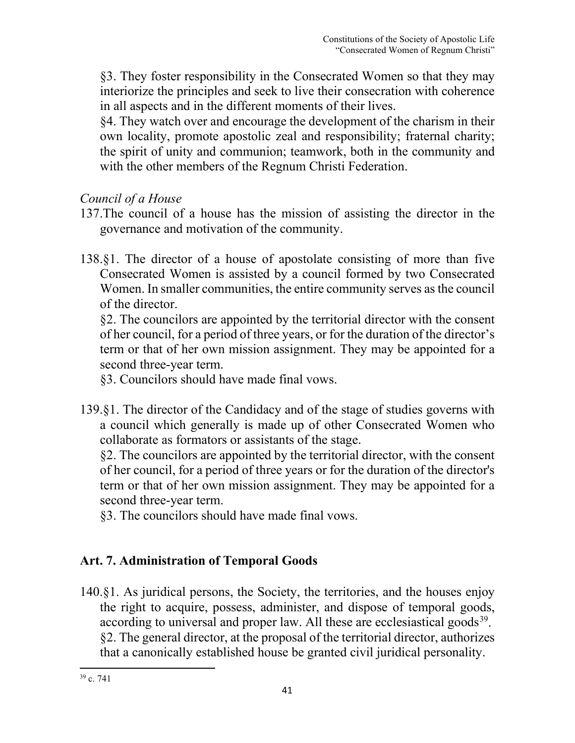§3. They foster responsibility in the Consecrated Women so that they may interiorize the principles and seek to live their consecration with coherence in all aspects and in the different moments of their lives.

§4. They watch over and encourage the development of the charism in their own locality, promote apostolic zeal and responsibility; fraternal charity; the spirit of unity and communion; teamwork, both in the community and with the other members of the Regnum Christi Federation.

*Council of a House*

137. The council of a house has the mission of assisting the director in the governance and motivation of the community.

138. §1. The director of a house of apostolate consisting of more than five Consecrated Women is assisted by a council formed by two Consecrated Women. In smaller communities, the entire community serves as the council of the director.

§2. The councilors are appointed by the territorial director with the consent of her council, for a period of three years, or for the duration of the director's term or that of her own mission assignment. They may be appointed for a second three-year term.

§3. Councilors should have made final vows.

139. §1. The director of the Candidacy and of the stage of studies governs with a council which generally is made up of other Consecrated Women who collaborate as formators or assistants of the stage.

§2. The councilors are appointed by the territorial director, with the consent of her council, for a period of three years or for the duration of the director's term or that of her own mission assignment. They may be appointed for a second three-year term.

§3. The councilors should have made final vows.

## Art. 7. Administration of Temporal Goods

140. §1. As juridical persons, the Society, the territories, and the houses enjoy the right to acquire, possess, administer, and dispose of temporal goods, according to universal and proper law. All these are ecclesiastical goods[39].

§2. The general director, at the proposal of the territorial director, authorizes that a canonically established house be granted civil juridical personality.

---

[39] c. 741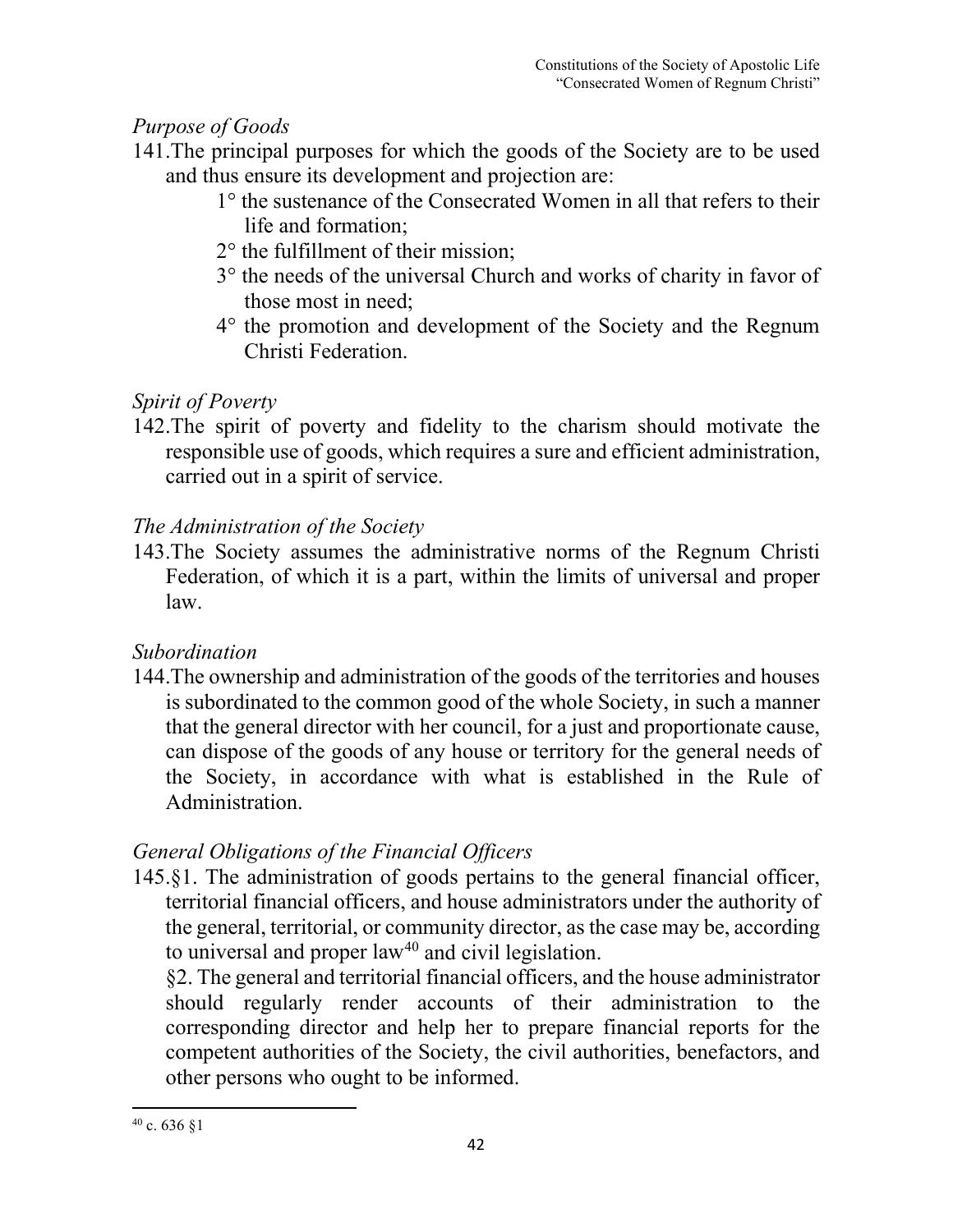*Purpose of Goods*

141. The principal purposes for which the goods of the Society are to be used and thus ensure its development and projection are:

 1° the sustenance of the Consecrated Women in all that refers to their life and formation;

 2° the fulfillment of their mission;

 3° the needs of the universal Church and works of charity in favor of those most in need;

 4° the promotion and development of the Society and the Regnum Christi Federation.

*Spirit of Poverty*

142. The spirit of poverty and fidelity to the charism should motivate the responsible use of goods, which requires a sure and efficient administration, carried out in a spirit of service.

*The Administration of the Society*

143. The Society assumes the administrative norms of the Regnum Christi Federation, of which it is a part, within the limits of universal and proper law.

*Subordination*

144. The ownership and administration of the goods of the territories and houses is subordinated to the common good of the whole Society, in such a manner that the general director with her council, for a just and proportionate cause, can dispose of the goods of any house or territory for the general needs of the Society, in accordance with what is established in the Rule of Administration.

*General Obligations of the Financial Officers*

145. §1. The administration of goods pertains to the general financial officer, territorial financial officers, and house administrators under the authority of the general, territorial, or community director, as the case may be, according to universal and proper law[40] and civil legislation.

§2. The general and territorial financial officers, and the house administrator should regularly render accounts of their administration to the corresponding director and help her to prepare financial reports for the competent authorities of the Society, the civil authorities, benefactors, and other persons who ought to be informed.

[40] c. 636 §1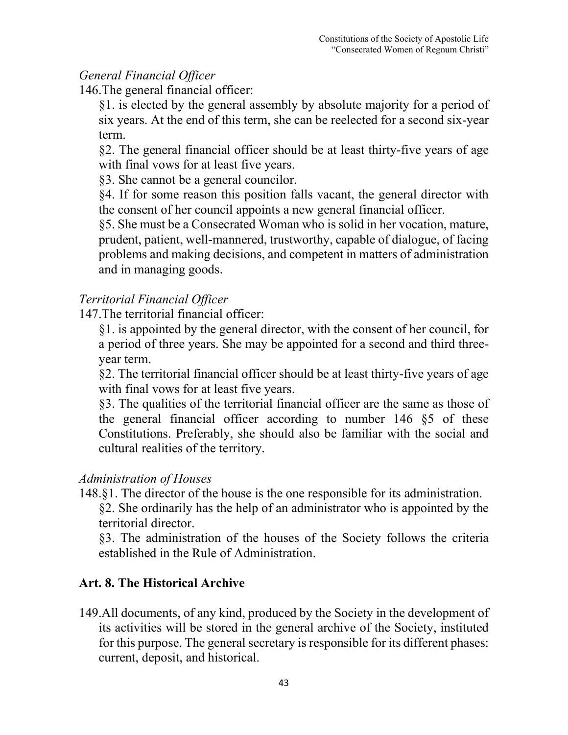*General Financial Officer*

146.The general financial officer:

§1. is elected by the general assembly by absolute majority for a period of six years. At the end of this term, she can be reelected for a second six-year term.

§2. The general financial officer should be at least thirty-five years of age with final vows for at least five years.

§3. She cannot be a general councilor.

§4. If for some reason this position falls vacant, the general director with the consent of her council appoints a new general financial officer.

§5. She must be a Consecrated Woman who is solid in her vocation, mature, prudent, patient, well-mannered, trustworthy, capable of dialogue, of facing problems and making decisions, and competent in matters of administration and in managing goods.

*Territorial Financial Officer*

147.The territorial financial officer:

§1. is appointed by the general director, with the consent of her council, for a period of three years. She may be appointed for a second and third three-year term.

§2. The territorial financial officer should be at least thirty-five years of age with final vows for at least five years.

§3. The qualities of the territorial financial officer are the same as those of the general financial officer according to number 146 §5 of these Constitutions. Preferably, she should also be familiar with the social and cultural realities of the territory.

*Administration of Houses*

148.§1. The director of the house is the one responsible for its administration.

§2. She ordinarily has the help of an administrator who is appointed by the territorial director.

§3. The administration of the houses of the Society follows the criteria established in the Rule of Administration.

## Art. 8. The Historical Archive

149.All documents, of any kind, produced by the Society in the development of its activities will be stored in the general archive of the Society, instituted for this purpose. The general secretary is responsible for its different phases: current, deposit, and historical.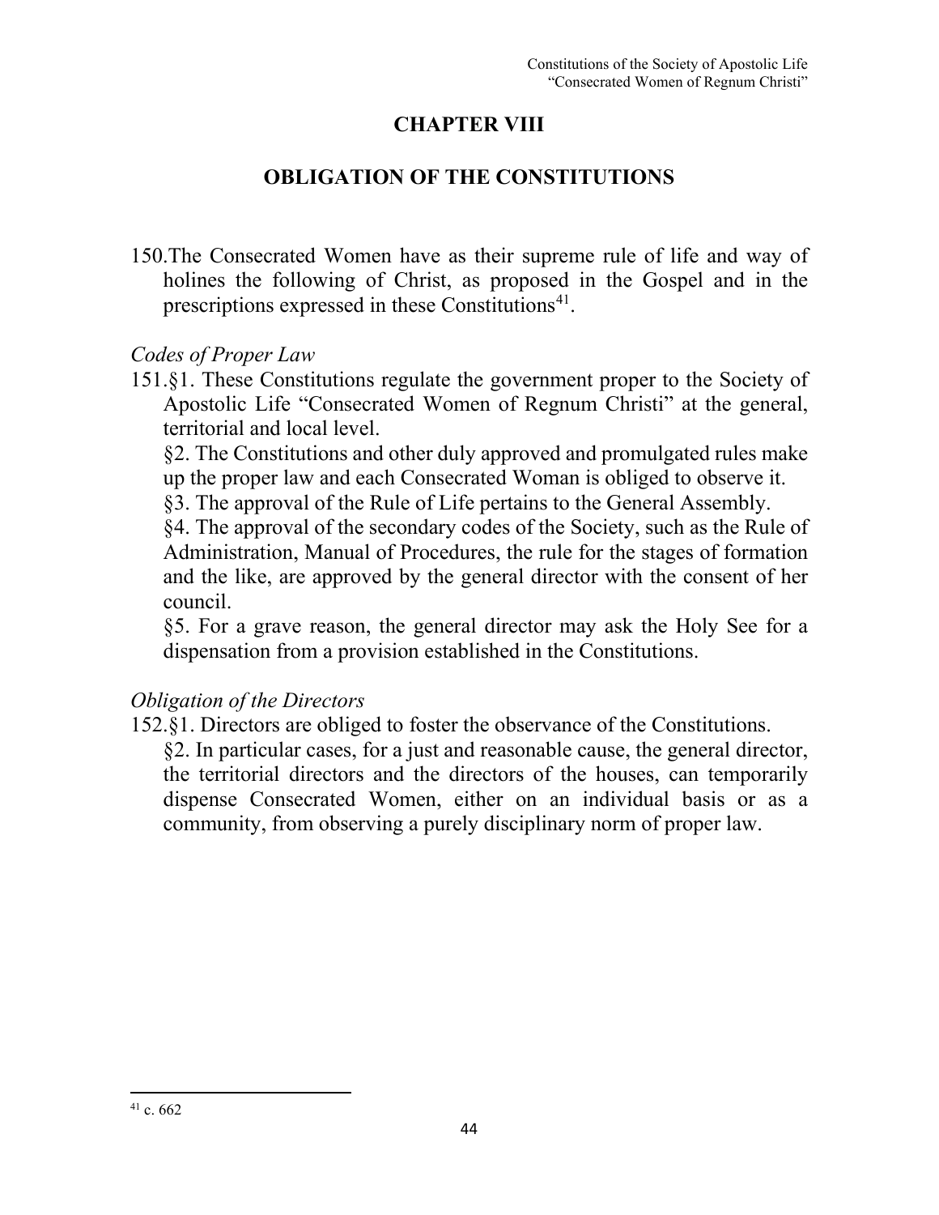# CHAPTER VIII

## OBLIGATION OF THE CONSTITUTIONS

150.The Consecrated Women have as their supreme rule of life and way of holines the following of Christ, as proposed in the Gospel and in the prescriptions expressed in these Constitutions[41].

*Codes of Proper Law*

151.§1. These Constitutions regulate the government proper to the Society of Apostolic Life "Consecrated Women of Regnum Christi" at the general, territorial and local level.

§2. The Constitutions and other duly approved and promulgated rules make up the proper law and each Consecrated Woman is obliged to observe it.

§3. The approval of the Rule of Life pertains to the General Assembly.

§4. The approval of the secondary codes of the Society, such as the Rule of Administration, Manual of Procedures, the rule for the stages of formation and the like, are approved by the general director with the consent of her council.

§5. For a grave reason, the general director may ask the Holy See for a dispensation from a provision established in the Constitutions.

*Obligation of the Directors*

152.§1. Directors are obliged to foster the observance of the Constitutions.

§2. In particular cases, for a just and reasonable cause, the general director, the territorial directors and the directors of the houses, can temporarily dispense Consecrated Women, either on an individual basis or as a community, from observing a purely disciplinary norm of proper law.

---

[41] c. 662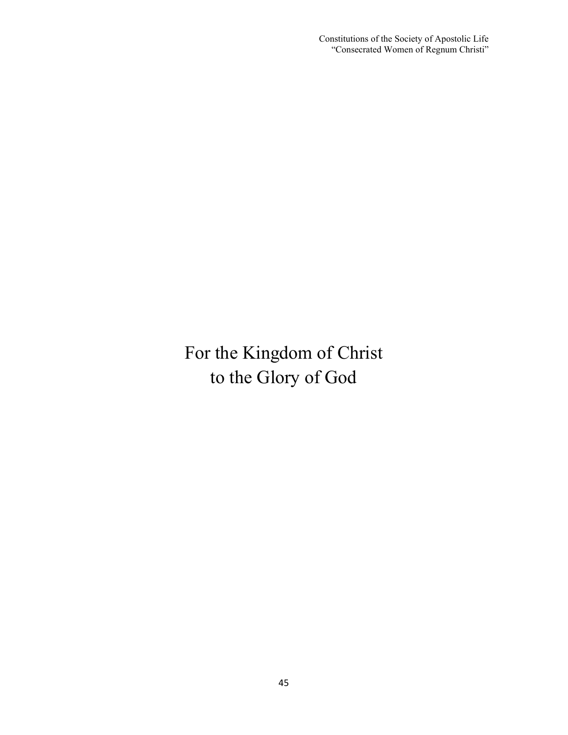For the Kingdom of Christ
to the Glory of God